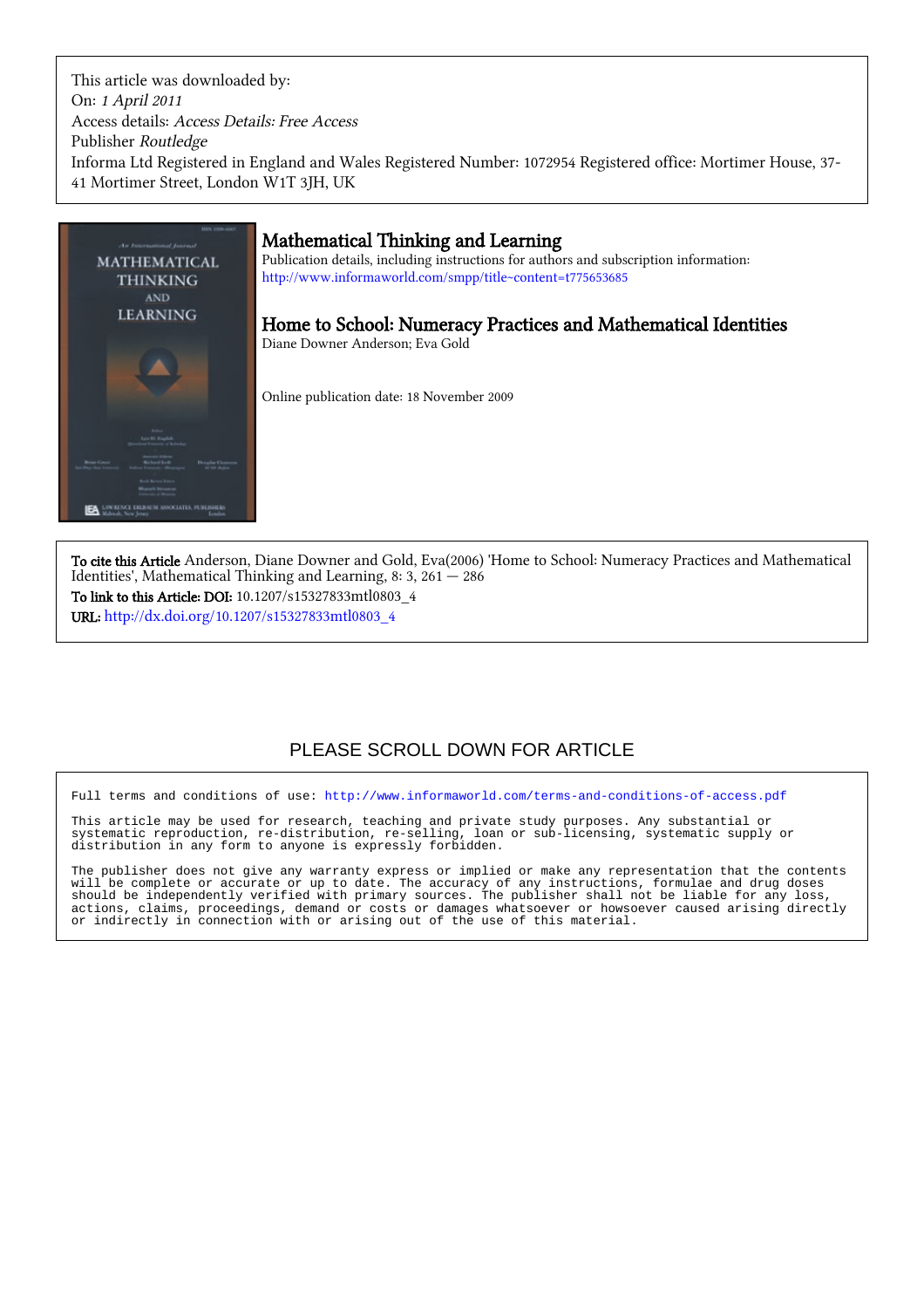This article was downloaded by:
On: *1 April 2011*
Access details: *Access Details: Free Access*
Publisher *Routledge*
Informa Ltd Registered in England and Wales Registered Number: 1072954 Registered office: Mortimer House, 37-41 Mortimer Street, London W1T 3JH, UK

# Mathematical Thinking and Learning

Publication details, including instructions for authors and subscription information:
http://www.informaworld.com/smpp/title~content=t775653685

## Home to School: Numeracy Practices and Mathematical Identities

Diane Downer Anderson; Eva Gold

Online publication date: 18 November 2009

**To cite this Article** Anderson, Diane Downer and Gold, Eva(2006) 'Home to School: Numeracy Practices and Mathematical Identities', Mathematical Thinking and Learning, 8: 3, 261 — 286

**To link to this Article: DOI:** 10.1207/s15327833mtl0803_4

**URL:** http://dx.doi.org/10.1207/s15327833mtl0803_4

PLEASE SCROLL DOWN FOR ARTICLE

Full terms and conditions of use: http://www.informaworld.com/terms-and-conditions-of-access.pdf

This article may be used for research, teaching and private study purposes. Any substantial or systematic reproduction, re-distribution, re-selling, loan or sub-licensing, systematic supply or distribution in any form to anyone is expressly forbidden.

The publisher does not give any warranty express or implied or make any representation that the contents will be complete or accurate or up to date. The accuracy of any instructions, formulae and drug doses should be independently verified with primary sources. The publisher shall not be liable for any loss, actions, claims, proceedings, demand or costs or damages whatsoever or howsoever caused arising directly or indirectly in connection with or arising out of the use of this material.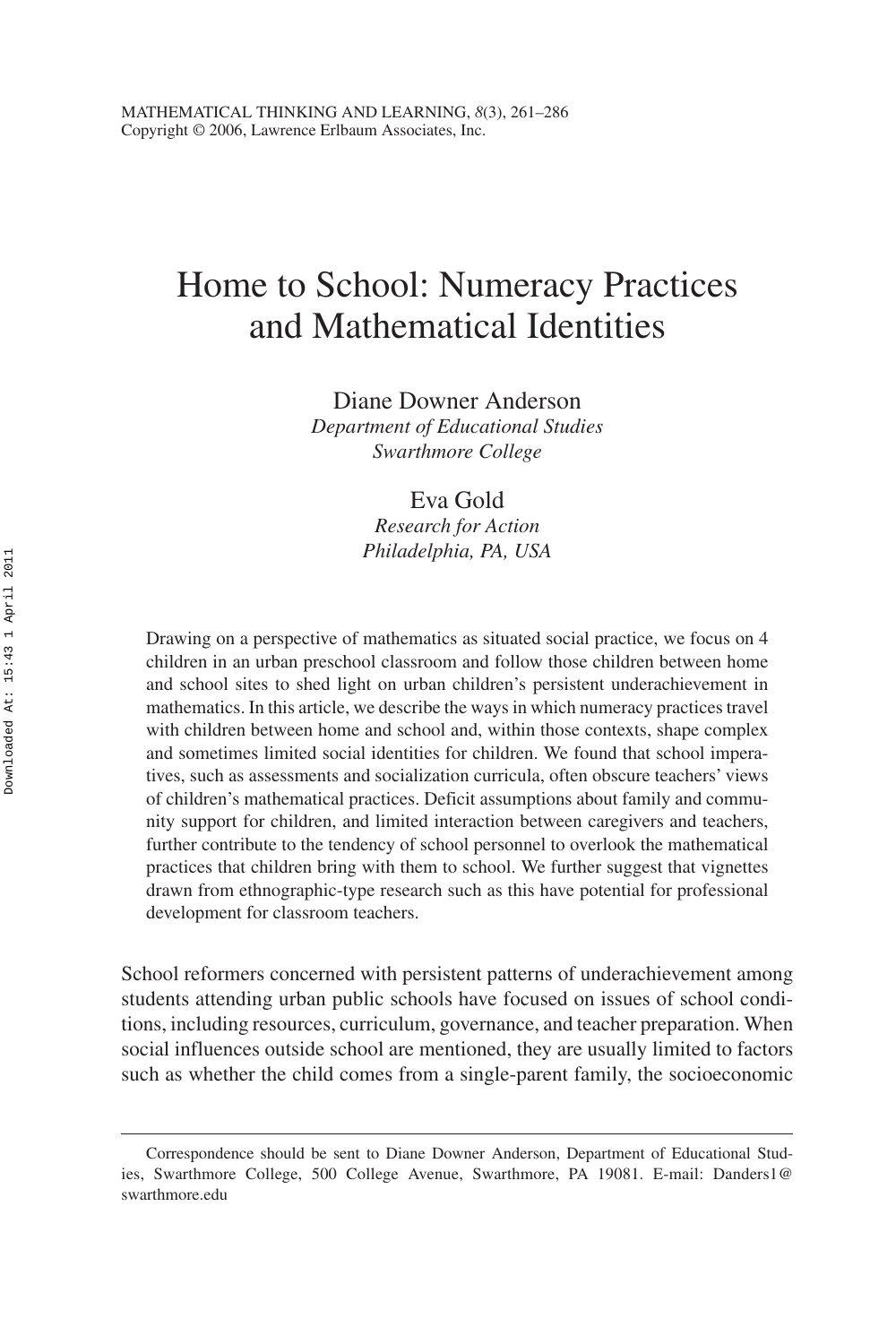# Home to School: Numeracy Practices and Mathematical Identities

Diane Downer Anderson
*Department of Educational Studies*
*Swarthmore College*

Eva Gold
*Research for Action*
*Philadelphia, PA, USA*

Drawing on a perspective of mathematics as situated social practice, we focus on 4 children in an urban preschool classroom and follow those children between home and school sites to shed light on urban children's persistent underachievement in mathematics. In this article, we describe the ways in which numeracy practices travel with children between home and school and, within those contexts, shape complex and sometimes limited social identities for children. We found that school imperatives, such as assessments and socialization curricula, often obscure teachers' views of children's mathematical practices. Deficit assumptions about family and community support for children, and limited interaction between caregivers and teachers, further contribute to the tendency of school personnel to overlook the mathematical practices that children bring with them to school. We further suggest that vignettes drawn from ethnographic-type research such as this have potential for professional development for classroom teachers.

School reformers concerned with persistent patterns of underachievement among students attending urban public schools have focused on issues of school conditions, including resources, curriculum, governance, and teacher preparation. When social influences outside school are mentioned, they are usually limited to factors such as whether the child comes from a single-parent family, the socioeconomic

---

Correspondence should be sent to Diane Downer Anderson, Department of Educational Studies, Swarthmore College, 500 College Avenue, Swarthmore, PA 19081. E-mail: Danders1@swarthmore.edu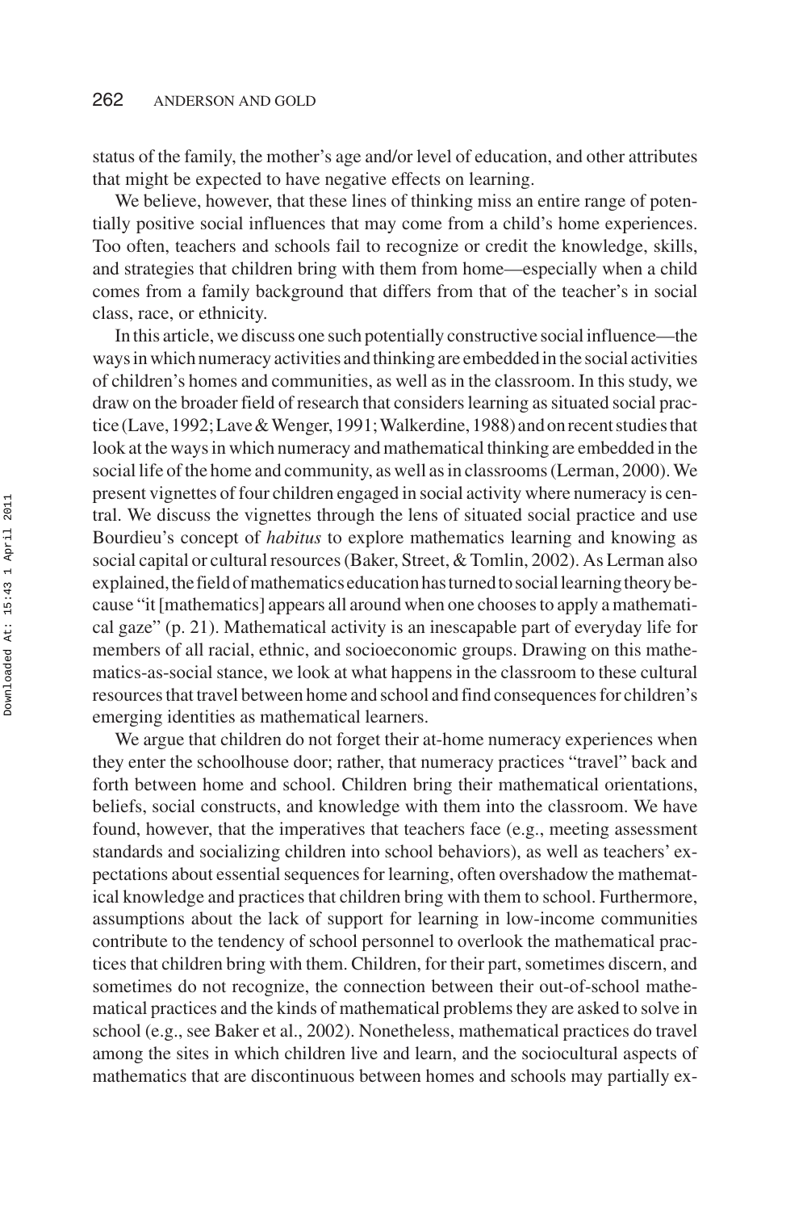status of the family, the mother's age and/or level of education, and other attributes that might be expected to have negative effects on learning.

We believe, however, that these lines of thinking miss an entire range of potentially positive social influences that may come from a child's home experiences. Too often, teachers and schools fail to recognize or credit the knowledge, skills, and strategies that children bring with them from home—especially when a child comes from a family background that differs from that of the teacher's in social class, race, or ethnicity.

In this article, we discuss one such potentially constructive social influence—the ways in which numeracy activities and thinking are embedded in the social activities of children's homes and communities, as well as in the classroom. In this study, we draw on the broader field of research that considers learning as situated social practice (Lave, 1992; Lave & Wenger, 1991; Walkerdine, 1988) and on recent studies that look at the ways in which numeracy and mathematical thinking are embedded in the social life of the home and community, as well as in classrooms (Lerman, 2000). We present vignettes of four children engaged in social activity where numeracy is central. We discuss the vignettes through the lens of situated social practice and use Bourdieu's concept of *habitus* to explore mathematics learning and knowing as social capital or cultural resources (Baker, Street, & Tomlin, 2002). As Lerman also explained, the field of mathematics education has turned to social learning theory because "it [mathematics] appears all around when one chooses to apply a mathematical gaze" (p. 21). Mathematical activity is an inescapable part of everyday life for members of all racial, ethnic, and socioeconomic groups. Drawing on this mathematics-as-social stance, we look at what happens in the classroom to these cultural resources that travel between home and school and find consequences for children's emerging identities as mathematical learners.

We argue that children do not forget their at-home numeracy experiences when they enter the schoolhouse door; rather, that numeracy practices "travel" back and forth between home and school. Children bring their mathematical orientations, beliefs, social constructs, and knowledge with them into the classroom. We have found, however, that the imperatives that teachers face (e.g., meeting assessment standards and socializing children into school behaviors), as well as teachers' expectations about essential sequences for learning, often overshadow the mathematical knowledge and practices that children bring with them to school. Furthermore, assumptions about the lack of support for learning in low-income communities contribute to the tendency of school personnel to overlook the mathematical practices that children bring with them. Children, for their part, sometimes discern, and sometimes do not recognize, the connection between their out-of-school mathematical practices and the kinds of mathematical problems they are asked to solve in school (e.g., see Baker et al., 2002). Nonetheless, mathematical practices do travel among the sites in which children live and learn, and the sociocultural aspects of mathematics that are discontinuous between homes and schools may partially ex-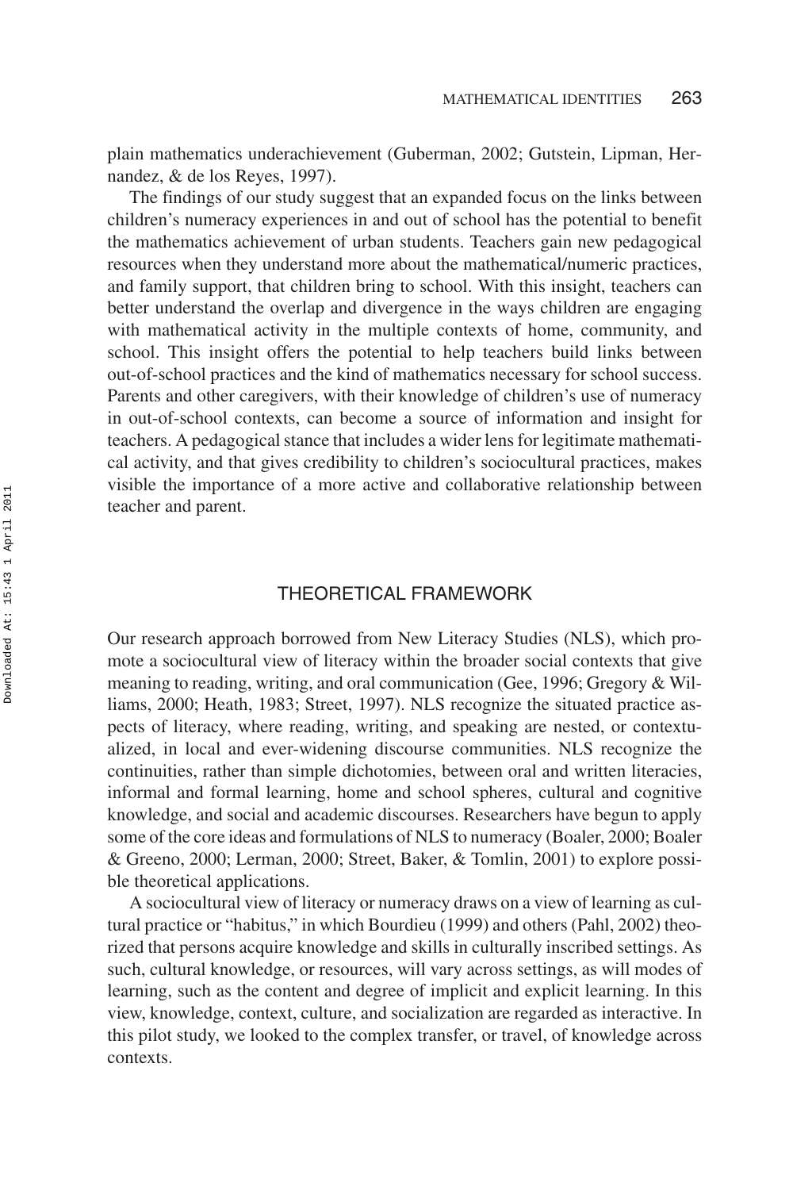plain mathematics underachievement (Guberman, 2002; Gutstein, Lipman, Hernandez, & de los Reyes, 1997).

The findings of our study suggest that an expanded focus on the links between children's numeracy experiences in and out of school has the potential to benefit the mathematics achievement of urban students. Teachers gain new pedagogical resources when they understand more about the mathematical/numeric practices, and family support, that children bring to school. With this insight, teachers can better understand the overlap and divergence in the ways children are engaging with mathematical activity in the multiple contexts of home, community, and school. This insight offers the potential to help teachers build links between out-of-school practices and the kind of mathematics necessary for school success. Parents and other caregivers, with their knowledge of children's use of numeracy in out-of-school contexts, can become a source of information and insight for teachers. A pedagogical stance that includes a wider lens for legitimate mathematical activity, and that gives credibility to children's sociocultural practices, makes visible the importance of a more active and collaborative relationship between teacher and parent.

## THEORETICAL FRAMEWORK

Our research approach borrowed from New Literacy Studies (NLS), which promote a sociocultural view of literacy within the broader social contexts that give meaning to reading, writing, and oral communication (Gee, 1996; Gregory & Williams, 2000; Heath, 1983; Street, 1997). NLS recognize the situated practice aspects of literacy, where reading, writing, and speaking are nested, or contextualized, in local and ever-widening discourse communities. NLS recognize the continuities, rather than simple dichotomies, between oral and written literacies, informal and formal learning, home and school spheres, cultural and cognitive knowledge, and social and academic discourses. Researchers have begun to apply some of the core ideas and formulations of NLS to numeracy (Boaler, 2000; Boaler & Greeno, 2000; Lerman, 2000; Street, Baker, & Tomlin, 2001) to explore possible theoretical applications.

A sociocultural view of literacy or numeracy draws on a view of learning as cultural practice or "habitus," in which Bourdieu (1999) and others (Pahl, 2002) theorized that persons acquire knowledge and skills in culturally inscribed settings. As such, cultural knowledge, or resources, will vary across settings, as will modes of learning, such as the content and degree of implicit and explicit learning. In this view, knowledge, context, culture, and socialization are regarded as interactive. In this pilot study, we looked to the complex transfer, or travel, of knowledge across contexts.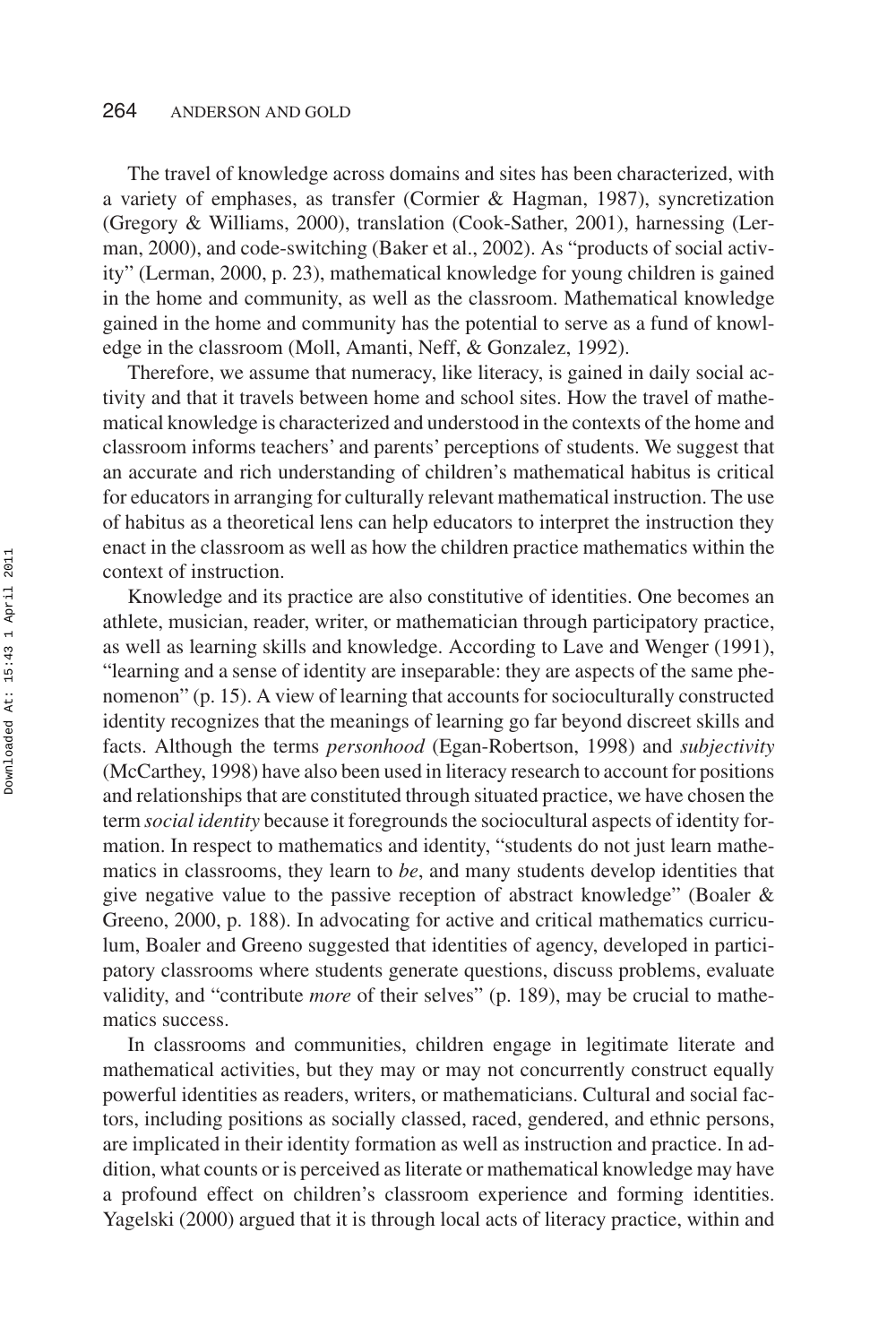The travel of knowledge across domains and sites has been characterized, with a variety of emphases, as transfer (Cormier & Hagman, 1987), syncretization (Gregory & Williams, 2000), translation (Cook-Sather, 2001), harnessing (Lerman, 2000), and code-switching (Baker et al., 2002). As "products of social activity" (Lerman, 2000, p. 23), mathematical knowledge for young children is gained in the home and community, as well as the classroom. Mathematical knowledge gained in the home and community has the potential to serve as a fund of knowledge in the classroom (Moll, Amanti, Neff, & Gonzalez, 1992).

Therefore, we assume that numeracy, like literacy, is gained in daily social activity and that it travels between home and school sites. How the travel of mathematical knowledge is characterized and understood in the contexts of the home and classroom informs teachers' and parents' perceptions of students. We suggest that an accurate and rich understanding of children's mathematical habitus is critical for educators in arranging for culturally relevant mathematical instruction. The use of habitus as a theoretical lens can help educators to interpret the instruction they enact in the classroom as well as how the children practice mathematics within the context of instruction.

Knowledge and its practice are also constitutive of identities. One becomes an athlete, musician, reader, writer, or mathematician through participatory practice, as well as learning skills and knowledge. According to Lave and Wenger (1991), "learning and a sense of identity are inseparable: they are aspects of the same phenomenon" (p. 15). A view of learning that accounts for socioculturally constructed identity recognizes that the meanings of learning go far beyond discreet skills and facts. Although the terms *personhood* (Egan-Robertson, 1998) and *subjectivity* (McCarthey, 1998) have also been used in literacy research to account for positions and relationships that are constituted through situated practice, we have chosen the term *social identity* because it foregrounds the sociocultural aspects of identity formation. In respect to mathematics and identity, "students do not just learn mathematics in classrooms, they learn to *be*, and many students develop identities that give negative value to the passive reception of abstract knowledge" (Boaler & Greeno, 2000, p. 188). In advocating for active and critical mathematics curriculum, Boaler and Greeno suggested that identities of agency, developed in participatory classrooms where students generate questions, discuss problems, evaluate validity, and "contribute *more* of their selves" (p. 189), may be crucial to mathematics success.

In classrooms and communities, children engage in legitimate literate and mathematical activities, but they may or may not concurrently construct equally powerful identities as readers, writers, or mathematicians. Cultural and social factors, including positions as socially classed, raced, gendered, and ethnic persons, are implicated in their identity formation as well as instruction and practice. In addition, what counts or is perceived as literate or mathematical knowledge may have a profound effect on children's classroom experience and forming identities. Yagelski (2000) argued that it is through local acts of literacy practice, within and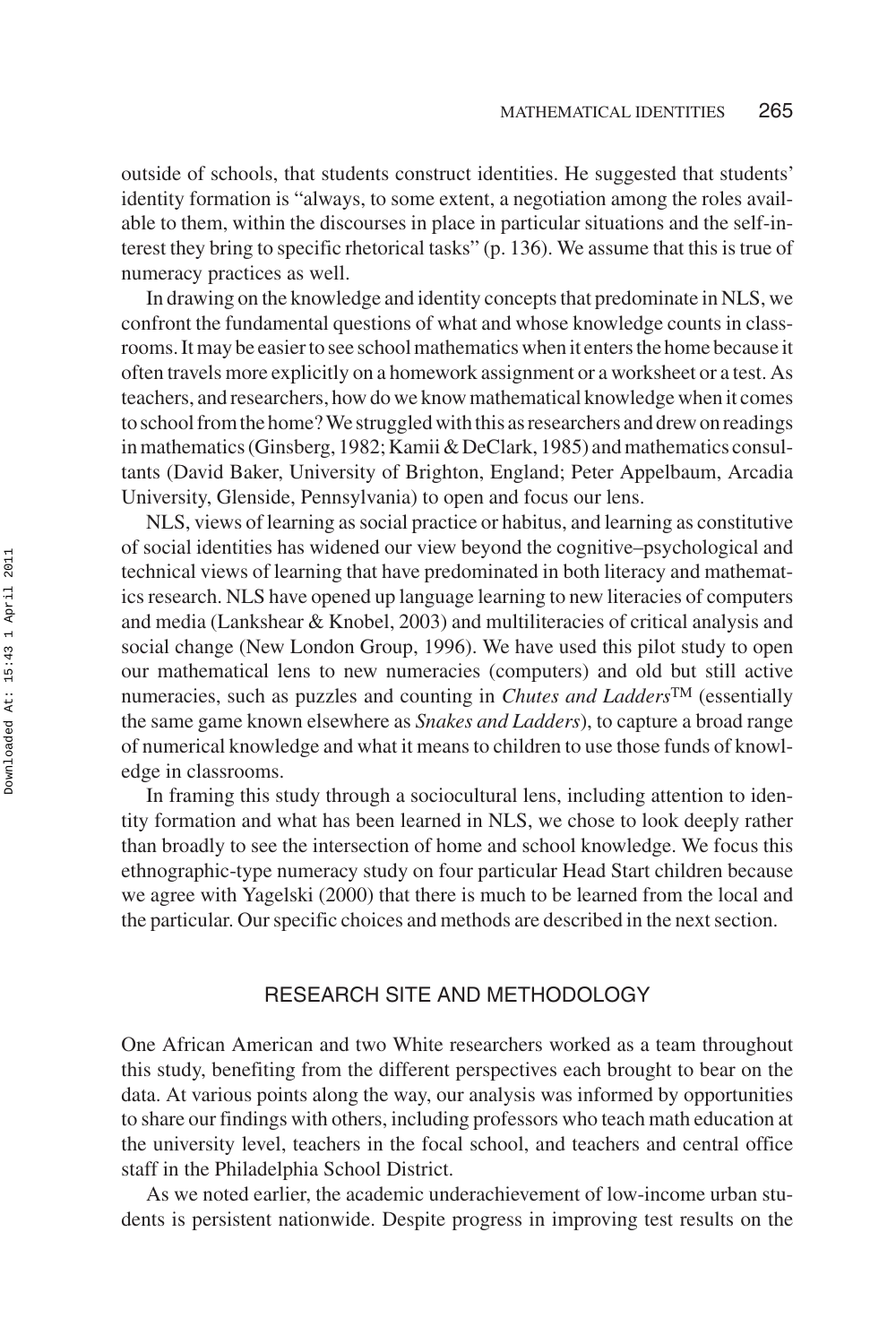outside of schools, that students construct identities. He suggested that students' identity formation is "always, to some extent, a negotiation among the roles available to them, within the discourses in place in particular situations and the self-interest they bring to specific rhetorical tasks" (p. 136). We assume that this is true of numeracy practices as well.

In drawing on the knowledge and identity concepts that predominate in NLS, we confront the fundamental questions of what and whose knowledge counts in classrooms. It may be easier to see school mathematics when it enters the home because it often travels more explicitly on a homework assignment or a worksheet or a test. As teachers, and researchers, how do we know mathematical knowledge when it comes to school from the home? We struggled with this as researchers and drew on readings in mathematics (Ginsberg, 1982; Kamii & DeClark, 1985) and mathematics consultants (David Baker, University of Brighton, England; Peter Appelbaum, Arcadia University, Glenside, Pennsylvania) to open and focus our lens.

NLS, views of learning as social practice or habitus, and learning as constitutive of social identities has widened our view beyond the cognitive–psychological and technical views of learning that have predominated in both literacy and mathematics research. NLS have opened up language learning to new literacies of computers and media (Lankshear & Knobel, 2003) and multiliteracies of critical analysis and social change (New London Group, 1996). We have used this pilot study to open our mathematical lens to new numeracies (computers) and old but still active numeracies, such as puzzles and counting in *Chutes and Ladders*™ (essentially the same game known elsewhere as *Snakes and Ladders*), to capture a broad range of numerical knowledge and what it means to children to use those funds of knowledge in classrooms.

In framing this study through a sociocultural lens, including attention to identity formation and what has been learned in NLS, we chose to look deeply rather than broadly to see the intersection of home and school knowledge. We focus this ethnographic-type numeracy study on four particular Head Start children because we agree with Yagelski (2000) that there is much to be learned from the local and the particular. Our specific choices and methods are described in the next section.

## RESEARCH SITE AND METHODOLOGY

One African American and two White researchers worked as a team throughout this study, benefiting from the different perspectives each brought to bear on the data. At various points along the way, our analysis was informed by opportunities to share our findings with others, including professors who teach math education at the university level, teachers in the focal school, and teachers and central office staff in the Philadelphia School District.

As we noted earlier, the academic underachievement of low-income urban students is persistent nationwide. Despite progress in improving test results on the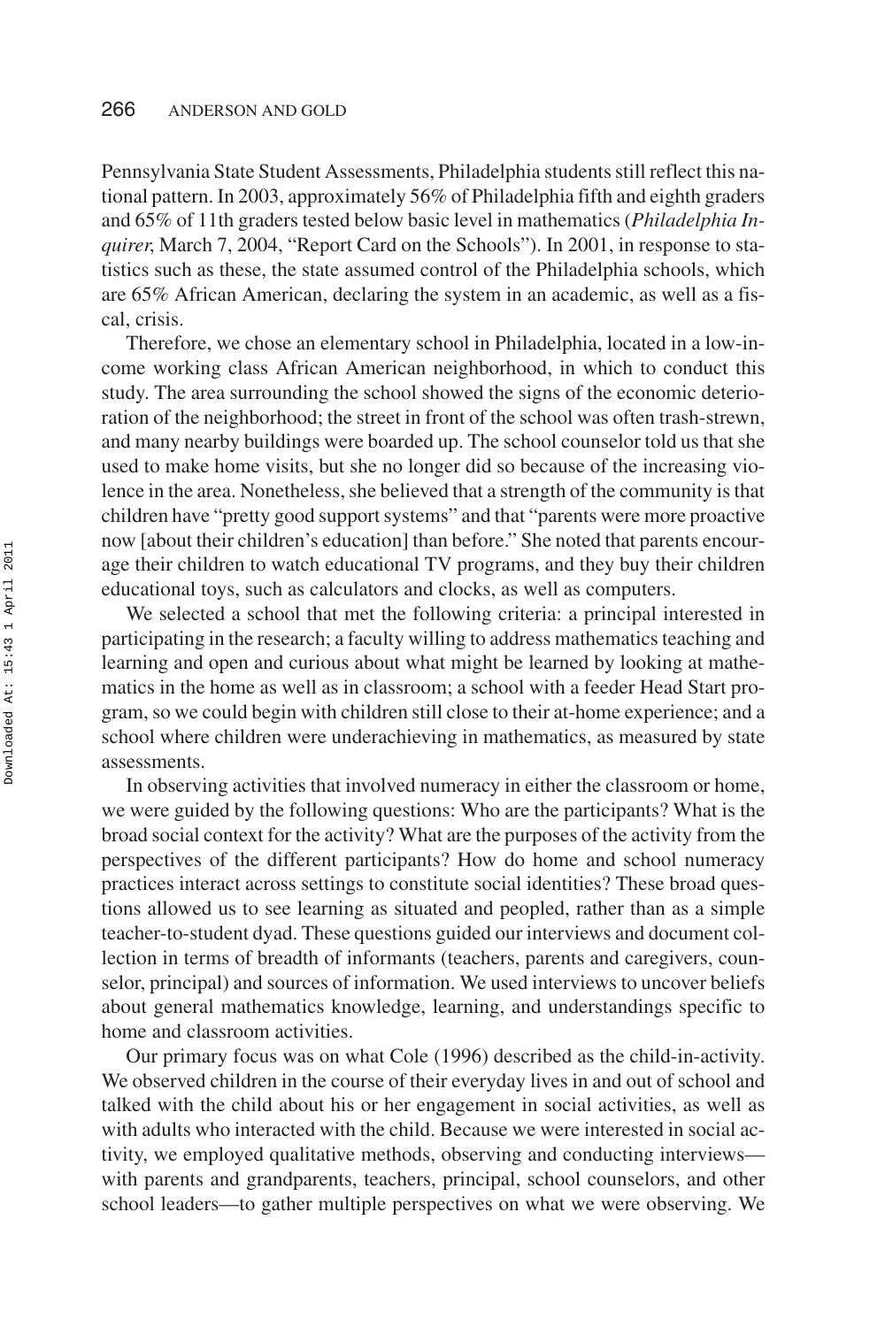Pennsylvania State Student Assessments, Philadelphia students still reflect this national pattern. In 2003, approximately 56% of Philadelphia fifth and eighth graders and 65% of 11th graders tested below basic level in mathematics (*Philadelphia Inquirer*, March 7, 2004, "Report Card on the Schools"). In 2001, in response to statistics such as these, the state assumed control of the Philadelphia schools, which are 65% African American, declaring the system in an academic, as well as a fiscal, crisis.

Therefore, we chose an elementary school in Philadelphia, located in a low-income working class African American neighborhood, in which to conduct this study. The area surrounding the school showed the signs of the economic deterioration of the neighborhood; the street in front of the school was often trash-strewn, and many nearby buildings were boarded up. The school counselor told us that she used to make home visits, but she no longer did so because of the increasing violence in the area. Nonetheless, she believed that a strength of the community is that children have "pretty good support systems" and that "parents were more proactive now [about their children's education] than before." She noted that parents encourage their children to watch educational TV programs, and they buy their children educational toys, such as calculators and clocks, as well as computers.

We selected a school that met the following criteria: a principal interested in participating in the research; a faculty willing to address mathematics teaching and learning and open and curious about what might be learned by looking at mathematics in the home as well as in classroom; a school with a feeder Head Start program, so we could begin with children still close to their at-home experience; and a school where children were underachieving in mathematics, as measured by state assessments.

In observing activities that involved numeracy in either the classroom or home, we were guided by the following questions: Who are the participants? What is the broad social context for the activity? What are the purposes of the activity from the perspectives of the different participants? How do home and school numeracy practices interact across settings to constitute social identities? These broad questions allowed us to see learning as situated and peopled, rather than as a simple teacher-to-student dyad. These questions guided our interviews and document collection in terms of breadth of informants (teachers, parents and caregivers, counselor, principal) and sources of information. We used interviews to uncover beliefs about general mathematics knowledge, learning, and understandings specific to home and classroom activities.

Our primary focus was on what Cole (1996) described as the child-in-activity. We observed children in the course of their everyday lives in and out of school and talked with the child about his or her engagement in social activities, as well as with adults who interacted with the child. Because we were interested in social activity, we employed qualitative methods, observing and conducting interviews—with parents and grandparents, teachers, principal, school counselors, and other school leaders—to gather multiple perspectives on what we were observing. We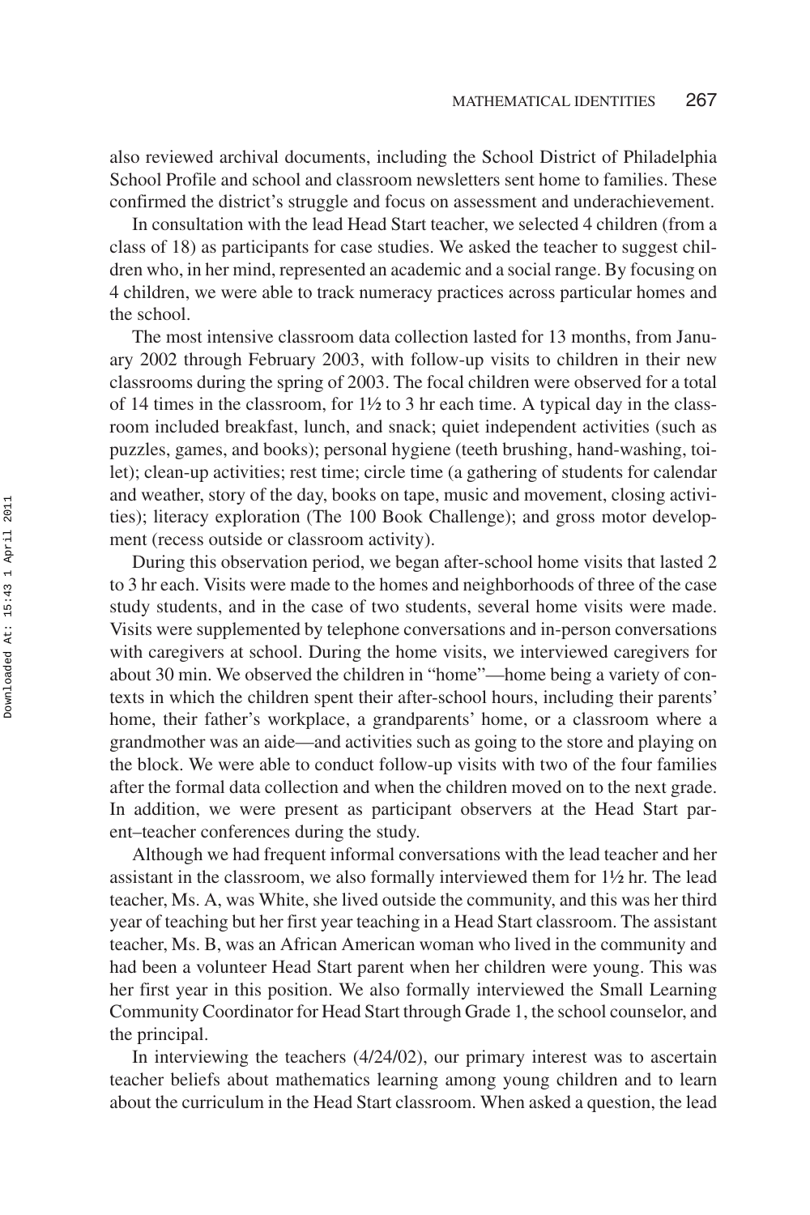also reviewed archival documents, including the School District of Philadelphia School Profile and school and classroom newsletters sent home to families. These confirmed the district's struggle and focus on assessment and underachievement.

In consultation with the lead Head Start teacher, we selected 4 children (from a class of 18) as participants for case studies. We asked the teacher to suggest children who, in her mind, represented an academic and a social range. By focusing on 4 children, we were able to track numeracy practices across particular homes and the school.

The most intensive classroom data collection lasted for 13 months, from January 2002 through February 2003, with follow-up visits to children in their new classrooms during the spring of 2003. The focal children were observed for a total of 14 times in the classroom, for 1½ to 3 hr each time. A typical day in the classroom included breakfast, lunch, and snack; quiet independent activities (such as puzzles, games, and books); personal hygiene (teeth brushing, hand-washing, toilet); clean-up activities; rest time; circle time (a gathering of students for calendar and weather, story of the day, books on tape, music and movement, closing activities); literacy exploration (The 100 Book Challenge); and gross motor development (recess outside or classroom activity).

During this observation period, we began after-school home visits that lasted 2 to 3 hr each. Visits were made to the homes and neighborhoods of three of the case study students, and in the case of two students, several home visits were made. Visits were supplemented by telephone conversations and in-person conversations with caregivers at school. During the home visits, we interviewed caregivers for about 30 min. We observed the children in "home"—home being a variety of contexts in which the children spent their after-school hours, including their parents' home, their father's workplace, a grandparents' home, or a classroom where a grandmother was an aide—and activities such as going to the store and playing on the block. We were able to conduct follow-up visits with two of the four families after the formal data collection and when the children moved on to the next grade. In addition, we were present as participant observers at the Head Start parent–teacher conferences during the study.

Although we had frequent informal conversations with the lead teacher and her assistant in the classroom, we also formally interviewed them for 1½ hr. The lead teacher, Ms. A, was White, she lived outside the community, and this was her third year of teaching but her first year teaching in a Head Start classroom. The assistant teacher, Ms. B, was an African American woman who lived in the community and had been a volunteer Head Start parent when her children were young. This was her first year in this position. We also formally interviewed the Small Learning Community Coordinator for Head Start through Grade 1, the school counselor, and the principal.

In interviewing the teachers (4/24/02), our primary interest was to ascertain teacher beliefs about mathematics learning among young children and to learn about the curriculum in the Head Start classroom. When asked a question, the lead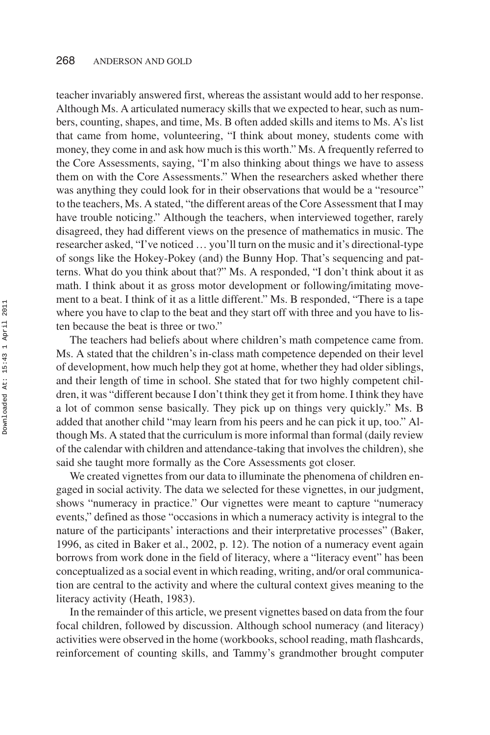teacher invariably answered first, whereas the assistant would add to her response. Although Ms. A articulated numeracy skills that we expected to hear, such as numbers, counting, shapes, and time, Ms. B often added skills and items to Ms. A's list that came from home, volunteering, "I think about money, students come with money, they come in and ask how much is this worth." Ms. A frequently referred to the Core Assessments, saying, "I'm also thinking about things we have to assess them on with the Core Assessments." When the researchers asked whether there was anything they could look for in their observations that would be a "resource" to the teachers, Ms. A stated, "the different areas of the Core Assessment that I may have trouble noticing." Although the teachers, when interviewed together, rarely disagreed, they had different views on the presence of mathematics in music. The researcher asked, "I've noticed … you'll turn on the music and it's directional-type of songs like the Hokey-Pokey (and) the Bunny Hop. That's sequencing and patterns. What do you think about that?" Ms. A responded, "I don't think about it as math. I think about it as gross motor development or following/imitating movement to a beat. I think of it as a little different." Ms. B responded, "There is a tape where you have to clap to the beat and they start off with three and you have to listen because the beat is three or two."

The teachers had beliefs about where children's math competence came from. Ms. A stated that the children's in-class math competence depended on their level of development, how much help they got at home, whether they had older siblings, and their length of time in school. She stated that for two highly competent children, it was "different because I don't think they get it from home. I think they have a lot of common sense basically. They pick up on things very quickly." Ms. B added that another child "may learn from his peers and he can pick it up, too." Although Ms. A stated that the curriculum is more informal than formal (daily review of the calendar with children and attendance-taking that involves the children), she said she taught more formally as the Core Assessments got closer.

We created vignettes from our data to illuminate the phenomena of children engaged in social activity. The data we selected for these vignettes, in our judgment, shows "numeracy in practice." Our vignettes were meant to capture "numeracy events," defined as those "occasions in which a numeracy activity is integral to the nature of the participants' interactions and their interpretative processes" (Baker, 1996, as cited in Baker et al., 2002, p. 12). The notion of a numeracy event again borrows from work done in the field of literacy, where a "literacy event" has been conceptualized as a social event in which reading, writing, and/or oral communication are central to the activity and where the cultural context gives meaning to the literacy activity (Heath, 1983).

In the remainder of this article, we present vignettes based on data from the four focal children, followed by discussion. Although school numeracy (and literacy) activities were observed in the home (workbooks, school reading, math flashcards, reinforcement of counting skills, and Tammy's grandmother brought computer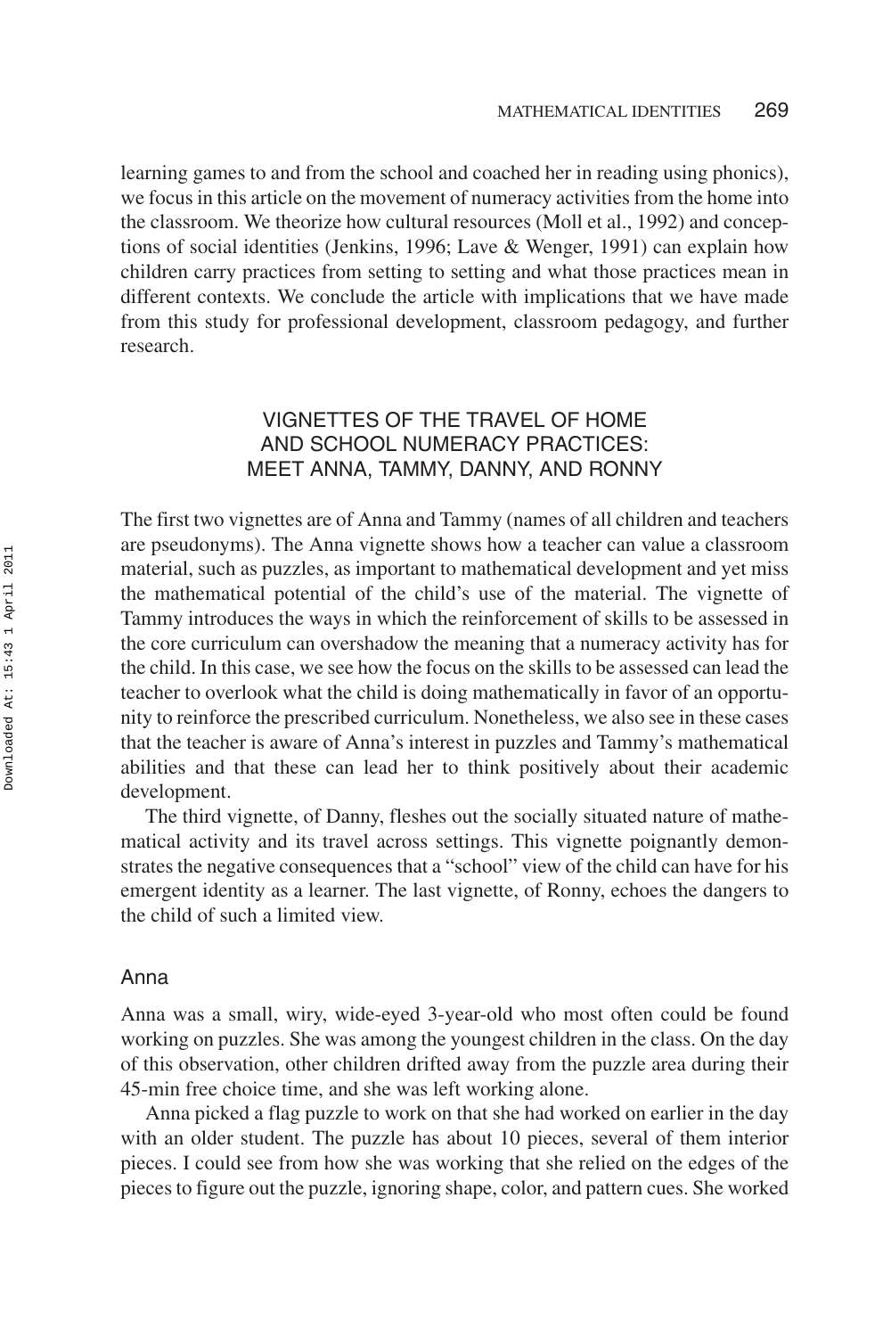learning games to and from the school and coached her in reading using phonics), we focus in this article on the movement of numeracy activities from the home into the classroom. We theorize how cultural resources (Moll et al., 1992) and conceptions of social identities (Jenkins, 1996; Lave & Wenger, 1991) can explain how children carry practices from setting to setting and what those practices mean in different contexts. We conclude the article with implications that we have made from this study for professional development, classroom pedagogy, and further research.

## VIGNETTES OF THE TRAVEL OF HOME AND SCHOOL NUMERACY PRACTICES: MEET ANNA, TAMMY, DANNY, AND RONNY

The first two vignettes are of Anna and Tammy (names of all children and teachers are pseudonyms). The Anna vignette shows how a teacher can value a classroom material, such as puzzles, as important to mathematical development and yet miss the mathematical potential of the child's use of the material. The vignette of Tammy introduces the ways in which the reinforcement of skills to be assessed in the core curriculum can overshadow the meaning that a numeracy activity has for the child. In this case, we see how the focus on the skills to be assessed can lead the teacher to overlook what the child is doing mathematically in favor of an opportunity to reinforce the prescribed curriculum. Nonetheless, we also see in these cases that the teacher is aware of Anna's interest in puzzles and Tammy's mathematical abilities and that these can lead her to think positively about their academic development.

The third vignette, of Danny, fleshes out the socially situated nature of mathematical activity and its travel across settings. This vignette poignantly demonstrates the negative consequences that a "school" view of the child can have for his emergent identity as a learner. The last vignette, of Ronny, echoes the dangers to the child of such a limited view.

### Anna

Anna was a small, wiry, wide-eyed 3-year-old who most often could be found working on puzzles. She was among the youngest children in the class. On the day of this observation, other children drifted away from the puzzle area during their 45-min free choice time, and she was left working alone.

Anna picked a flag puzzle to work on that she had worked on earlier in the day with an older student. The puzzle has about 10 pieces, several of them interior pieces. I could see from how she was working that she relied on the edges of the pieces to figure out the puzzle, ignoring shape, color, and pattern cues. She worked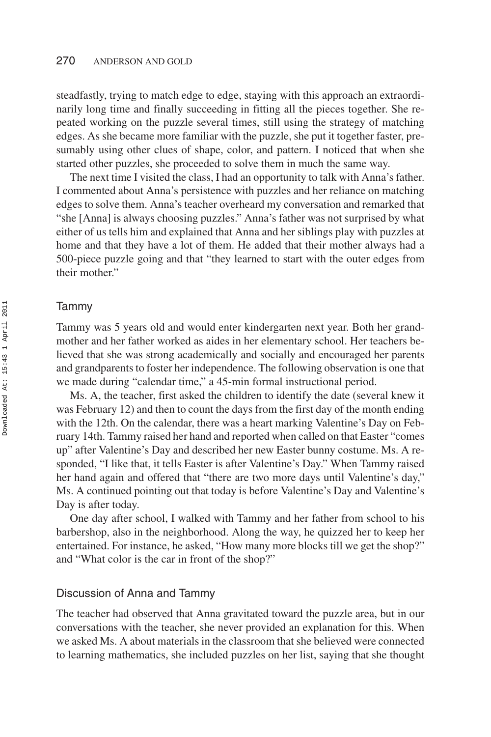steadfastly, trying to match edge to edge, staying with this approach an extraordinarily long time and finally succeeding in fitting all the pieces together. She repeated working on the puzzle several times, still using the strategy of matching edges. As she became more familiar with the puzzle, she put it together faster, presumably using other clues of shape, color, and pattern. I noticed that when she started other puzzles, she proceeded to solve them in much the same way.

The next time I visited the class, I had an opportunity to talk with Anna's father. I commented about Anna's persistence with puzzles and her reliance on matching edges to solve them. Anna's teacher overheard my conversation and remarked that "she [Anna] is always choosing puzzles." Anna's father was not surprised by what either of us tells him and explained that Anna and her siblings play with puzzles at home and that they have a lot of them. He added that their mother always had a 500-piece puzzle going and that "they learned to start with the outer edges from their mother."

### Tammy

Tammy was 5 years old and would enter kindergarten next year. Both her grandmother and her father worked as aides in her elementary school. Her teachers believed that she was strong academically and socially and encouraged her parents and grandparents to foster her independence. The following observation is one that we made during "calendar time," a 45-min formal instructional period.

Ms. A, the teacher, first asked the children to identify the date (several knew it was February 12) and then to count the days from the first day of the month ending with the 12th. On the calendar, there was a heart marking Valentine's Day on February 14th. Tammy raised her hand and reported when called on that Easter "comes up" after Valentine's Day and described her new Easter bunny costume. Ms. A responded, "I like that, it tells Easter is after Valentine's Day." When Tammy raised her hand again and offered that "there are two more days until Valentine's day," Ms. A continued pointing out that today is before Valentine's Day and Valentine's Day is after today.

One day after school, I walked with Tammy and her father from school to his barbershop, also in the neighborhood. Along the way, he quizzed her to keep her entertained. For instance, he asked, "How many more blocks till we get the shop?" and "What color is the car in front of the shop?"

### Discussion of Anna and Tammy

The teacher had observed that Anna gravitated toward the puzzle area, but in our conversations with the teacher, she never provided an explanation for this. When we asked Ms. A about materials in the classroom that she believed were connected to learning mathematics, she included puzzles on her list, saying that she thought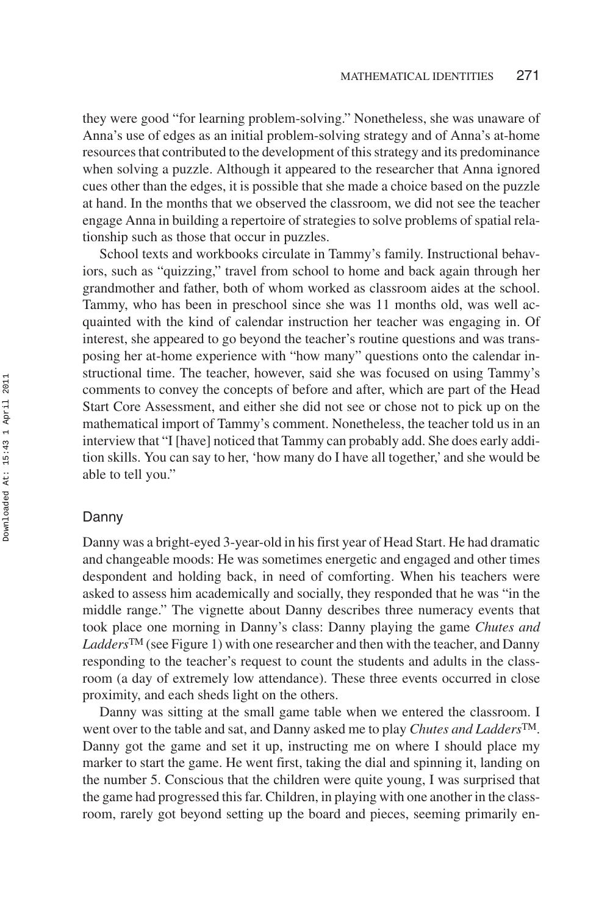they were good "for learning problem-solving." Nonetheless, she was unaware of Anna's use of edges as an initial problem-solving strategy and of Anna's at-home resources that contributed to the development of this strategy and its predominance when solving a puzzle. Although it appeared to the researcher that Anna ignored cues other than the edges, it is possible that she made a choice based on the puzzle at hand. In the months that we observed the classroom, we did not see the teacher engage Anna in building a repertoire of strategies to solve problems of spatial relationship such as those that occur in puzzles.

School texts and workbooks circulate in Tammy's family. Instructional behaviors, such as "quizzing," travel from school to home and back again through her grandmother and father, both of whom worked as classroom aides at the school. Tammy, who has been in preschool since she was 11 months old, was well acquainted with the kind of calendar instruction her teacher was engaging in. Of interest, she appeared to go beyond the teacher's routine questions and was transposing her at-home experience with "how many" questions onto the calendar instructional time. The teacher, however, said she was focused on using Tammy's comments to convey the concepts of before and after, which are part of the Head Start Core Assessment, and either she did not see or chose not to pick up on the mathematical import of Tammy's comment. Nonetheless, the teacher told us in an interview that "I [have] noticed that Tammy can probably add. She does early addition skills. You can say to her, 'how many do I have all together,' and she would be able to tell you."

### Danny

Danny was a bright-eyed 3-year-old in his first year of Head Start. He had dramatic and changeable moods: He was sometimes energetic and engaged and other times despondent and holding back, in need of comforting. When his teachers were asked to assess him academically and socially, they responded that he was "in the middle range." The vignette about Danny describes three numeracy events that took place one morning in Danny's class: Danny playing the game *Chutes and Ladders*™ (see Figure 1) with one researcher and then with the teacher, and Danny responding to the teacher's request to count the students and adults in the classroom (a day of extremely low attendance). These three events occurred in close proximity, and each sheds light on the others.

Danny was sitting at the small game table when we entered the classroom. I went over to the table and sat, and Danny asked me to play *Chutes and Ladders*™. Danny got the game and set it up, instructing me on where I should place my marker to start the game. He went first, taking the dial and spinning it, landing on the number 5. Conscious that the children were quite young, I was surprised that the game had progressed this far. Children, in playing with one another in the classroom, rarely got beyond setting up the board and pieces, seeming primarily en-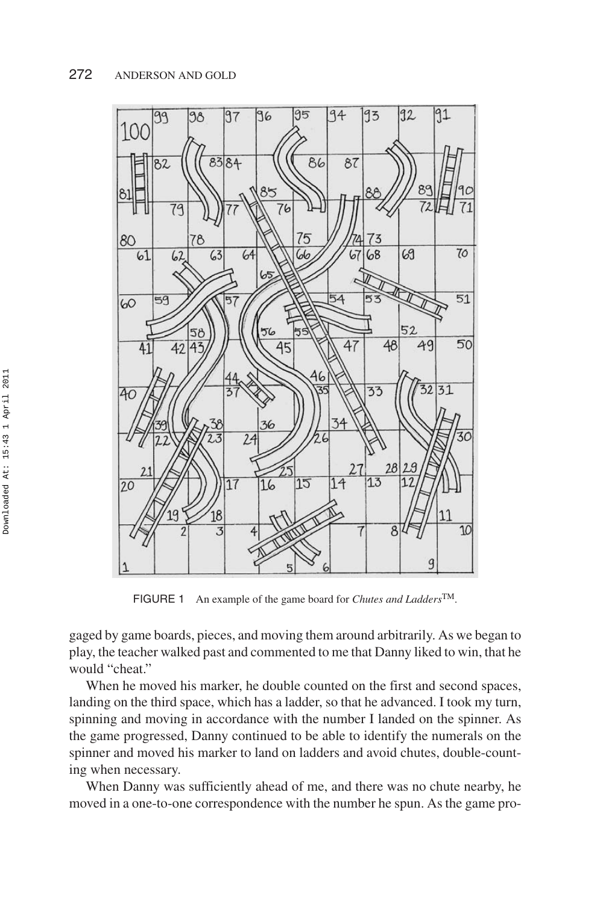FIGURE 1 An example of the game board for *Chutes and Ladders*TM.

gaged by game boards, pieces, and moving them around arbitrarily. As we began to play, the teacher walked past and commented to me that Danny liked to win, that he would "cheat."

When he moved his marker, he double counted on the first and second spaces, landing on the third space, which has a ladder, so that he advanced. I took my turn, spinning and moving in accordance with the number I landed on the spinner. As the game progressed, Danny continued to be able to identify the numerals on the spinner and moved his marker to land on ladders and avoid chutes, double-counting when necessary.

When Danny was sufficiently ahead of me, and there was no chute nearby, he moved in a one-to-one correspondence with the number he spun. As the game pro-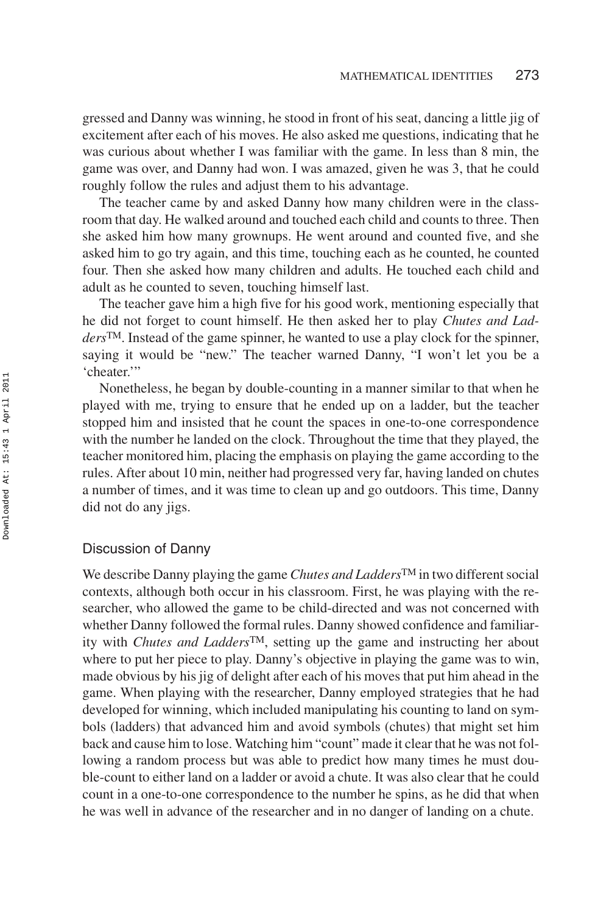gressed and Danny was winning, he stood in front of his seat, dancing a little jig of excitement after each of his moves. He also asked me questions, indicating that he was curious about whether I was familiar with the game. In less than 8 min, the game was over, and Danny had won. I was amazed, given he was 3, that he could roughly follow the rules and adjust them to his advantage.

The teacher came by and asked Danny how many children were in the classroom that day. He walked around and touched each child and counts to three. Then she asked him how many grownups. He went around and counted five, and she asked him to go try again, and this time, touching each as he counted, he counted four. Then she asked how many children and adults. He touched each child and adult as he counted to seven, touching himself last.

The teacher gave him a high five for his good work, mentioning especially that he did not forget to count himself. He then asked her to play *Chutes and Ladders*™. Instead of the game spinner, he wanted to use a play clock for the spinner, saying it would be "new." The teacher warned Danny, "I won't let you be a 'cheater.'"

Nonetheless, he began by double-counting in a manner similar to that when he played with me, trying to ensure that he ended up on a ladder, but the teacher stopped him and insisted that he count the spaces in one-to-one correspondence with the number he landed on the clock. Throughout the time that they played, the teacher monitored him, placing the emphasis on playing the game according to the rules. After about 10 min, neither had progressed very far, having landed on chutes a number of times, and it was time to clean up and go outdoors. This time, Danny did not do any jigs.

### Discussion of Danny

We describe Danny playing the game *Chutes and Ladders*™ in two different social contexts, although both occur in his classroom. First, he was playing with the researcher, who allowed the game to be child-directed and was not concerned with whether Danny followed the formal rules. Danny showed confidence and familiarity with *Chutes and Ladders*™, setting up the game and instructing her about where to put her piece to play. Danny's objective in playing the game was to win, made obvious by his jig of delight after each of his moves that put him ahead in the game. When playing with the researcher, Danny employed strategies that he had developed for winning, which included manipulating his counting to land on symbols (ladders) that advanced him and avoid symbols (chutes) that might set him back and cause him to lose. Watching him "count" made it clear that he was not following a random process but was able to predict how many times he must double-count to either land on a ladder or avoid a chute. It was also clear that he could count in a one-to-one correspondence to the number he spins, as he did that when he was well in advance of the researcher and in no danger of landing on a chute.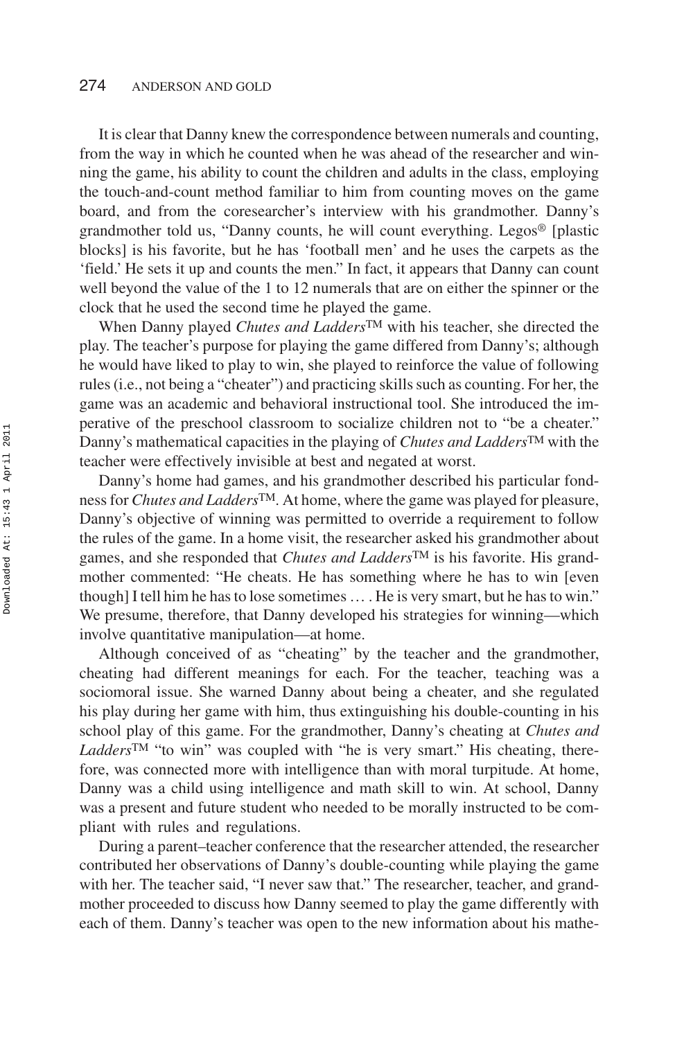It is clear that Danny knew the correspondence between numerals and counting, from the way in which he counted when he was ahead of the researcher and winning the game, his ability to count the children and adults in the class, employing the touch-and-count method familiar to him from counting moves on the game board, and from the coresearcher's interview with his grandmother. Danny's grandmother told us, "Danny counts, he will count everything. Legos® [plastic blocks] is his favorite, but he has 'football men' and he uses the carpets as the 'field.' He sets it up and counts the men." In fact, it appears that Danny can count well beyond the value of the 1 to 12 numerals that are on either the spinner or the clock that he used the second time he played the game.

When Danny played *Chutes and Ladders*™ with his teacher, she directed the play. The teacher's purpose for playing the game differed from Danny's; although he would have liked to play to win, she played to reinforce the value of following rules (i.e., not being a "cheater") and practicing skills such as counting. For her, the game was an academic and behavioral instructional tool. She introduced the imperative of the preschool classroom to socialize children not to "be a cheater." Danny's mathematical capacities in the playing of *Chutes and Ladders*™ with the teacher were effectively invisible at best and negated at worst.

Danny's home had games, and his grandmother described his particular fondness for *Chutes and Ladders*™. At home, where the game was played for pleasure, Danny's objective of winning was permitted to override a requirement to follow the rules of the game. In a home visit, the researcher asked his grandmother about games, and she responded that *Chutes and Ladders*™ is his favorite. His grandmother commented: "He cheats. He has something where he has to win [even though] I tell him he has to lose sometimes … . He is very smart, but he has to win." We presume, therefore, that Danny developed his strategies for winning—which involve quantitative manipulation—at home.

Although conceived of as "cheating" by the teacher and the grandmother, cheating had different meanings for each. For the teacher, teaching was a sociomoral issue. She warned Danny about being a cheater, and she regulated his play during her game with him, thus extinguishing his double-counting in his school play of this game. For the grandmother, Danny's cheating at *Chutes and Ladders*™ "to win" was coupled with "he is very smart." His cheating, therefore, was connected more with intelligence than with moral turpitude. At home, Danny was a child using intelligence and math skill to win. At school, Danny was a present and future student who needed to be morally instructed to be compliant with rules and regulations.

During a parent–teacher conference that the researcher attended, the researcher contributed her observations of Danny's double-counting while playing the game with her. The teacher said, "I never saw that." The researcher, teacher, and grandmother proceeded to discuss how Danny seemed to play the game differently with each of them. Danny's teacher was open to the new information about his mathe-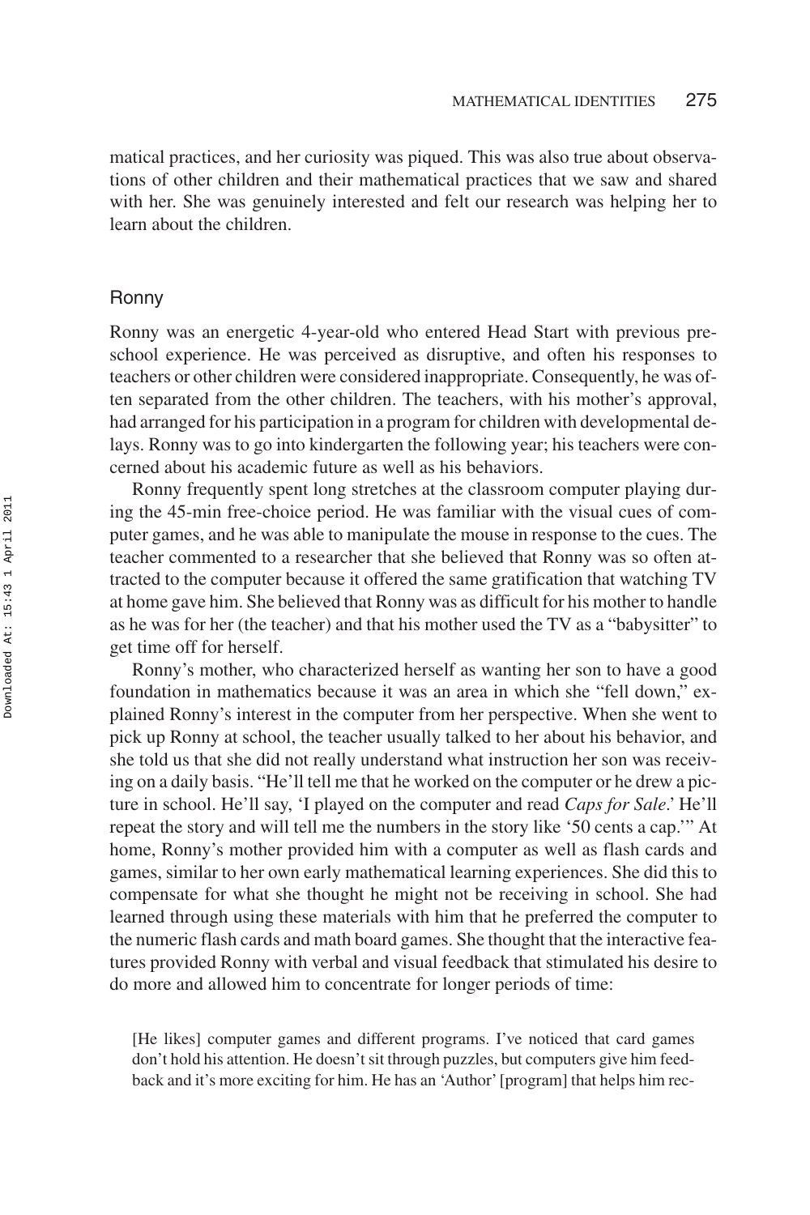matical practices, and her curiosity was piqued. This was also true about observations of other children and their mathematical practices that we saw and shared with her. She was genuinely interested and felt our research was helping her to learn about the children.

### Ronny

Ronny was an energetic 4-year-old who entered Head Start with previous preschool experience. He was perceived as disruptive, and often his responses to teachers or other children were considered inappropriate. Consequently, he was often separated from the other children. The teachers, with his mother's approval, had arranged for his participation in a program for children with developmental delays. Ronny was to go into kindergarten the following year; his teachers were concerned about his academic future as well as his behaviors.

Ronny frequently spent long stretches at the classroom computer playing during the 45-min free-choice period. He was familiar with the visual cues of computer games, and he was able to manipulate the mouse in response to the cues. The teacher commented to a researcher that she believed that Ronny was so often attracted to the computer because it offered the same gratification that watching TV at home gave him. She believed that Ronny was as difficult for his mother to handle as he was for her (the teacher) and that his mother used the TV as a "babysitter" to get time off for herself.

Ronny's mother, who characterized herself as wanting her son to have a good foundation in mathematics because it was an area in which she "fell down," explained Ronny's interest in the computer from her perspective. When she went to pick up Ronny at school, the teacher usually talked to her about his behavior, and she told us that she did not really understand what instruction her son was receiving on a daily basis. "He'll tell me that he worked on the computer or he drew a picture in school. He'll say, 'I played on the computer and read *Caps for Sale*.' He'll repeat the story and will tell me the numbers in the story like '50 cents a cap.'" At home, Ronny's mother provided him with a computer as well as flash cards and games, similar to her own early mathematical learning experiences. She did this to compensate for what she thought he might not be receiving in school. She had learned through using these materials with him that he preferred the computer to the numeric flash cards and math board games. She thought that the interactive features provided Ronny with verbal and visual feedback that stimulated his desire to do more and allowed him to concentrate for longer periods of time:

> [He likes] computer games and different programs. I've noticed that card games don't hold his attention. He doesn't sit through puzzles, but computers give him feedback and it's more exciting for him. He has an 'Author' [program] that helps him rec-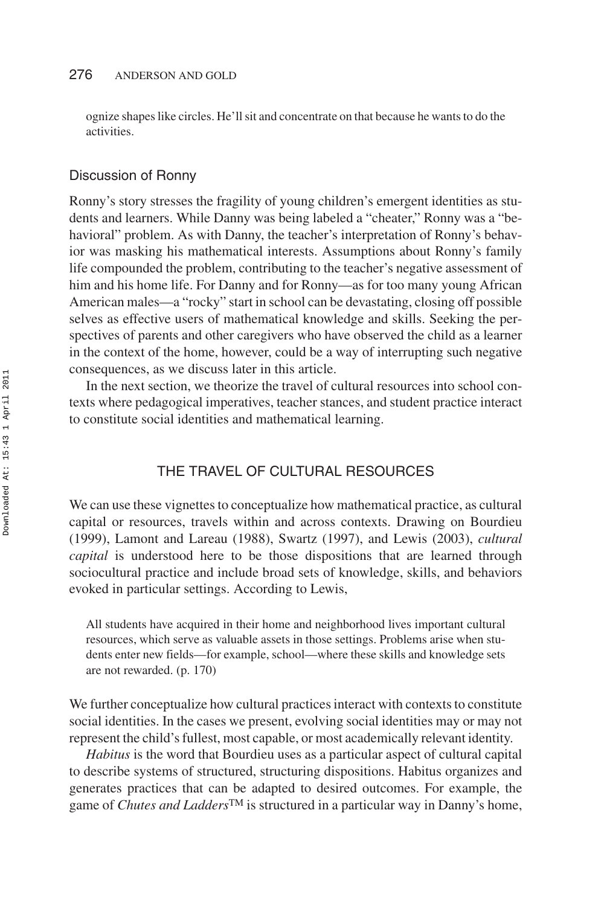ognize shapes like circles. He'll sit and concentrate on that because he wants to do the activities.

### Discussion of Ronny

Ronny's story stresses the fragility of young children's emergent identities as students and learners. While Danny was being labeled a "cheater," Ronny was a "behavioral" problem. As with Danny, the teacher's interpretation of Ronny's behavior was masking his mathematical interests. Assumptions about Ronny's family life compounded the problem, contributing to the teacher's negative assessment of him and his home life. For Danny and for Ronny—as for too many young African American males—a "rocky" start in school can be devastating, closing off possible selves as effective users of mathematical knowledge and skills. Seeking the perspectives of parents and other caregivers who have observed the child as a learner in the context of the home, however, could be a way of interrupting such negative consequences, as we discuss later in this article.

In the next section, we theorize the travel of cultural resources into school contexts where pedagogical imperatives, teacher stances, and student practice interact to constitute social identities and mathematical learning.

## THE TRAVEL OF CULTURAL RESOURCES

We can use these vignettes to conceptualize how mathematical practice, as cultural capital or resources, travels within and across contexts. Drawing on Bourdieu (1999), Lamont and Lareau (1988), Swartz (1997), and Lewis (2003), *cultural capital* is understood here to be those dispositions that are learned through sociocultural practice and include broad sets of knowledge, skills, and behaviors evoked in particular settings. According to Lewis,

> All students have acquired in their home and neighborhood lives important cultural resources, which serve as valuable assets in those settings. Problems arise when students enter new fields—for example, school—where these skills and knowledge sets are not rewarded. (p. 170)

We further conceptualize how cultural practices interact with contexts to constitute social identities. In the cases we present, evolving social identities may or may not represent the child's fullest, most capable, or most academically relevant identity.

*Habitus* is the word that Bourdieu uses as a particular aspect of cultural capital to describe systems of structured, structuring dispositions. Habitus organizes and generates practices that can be adapted to desired outcomes. For example, the game of *Chutes and Ladders*™ is structured in a particular way in Danny's home,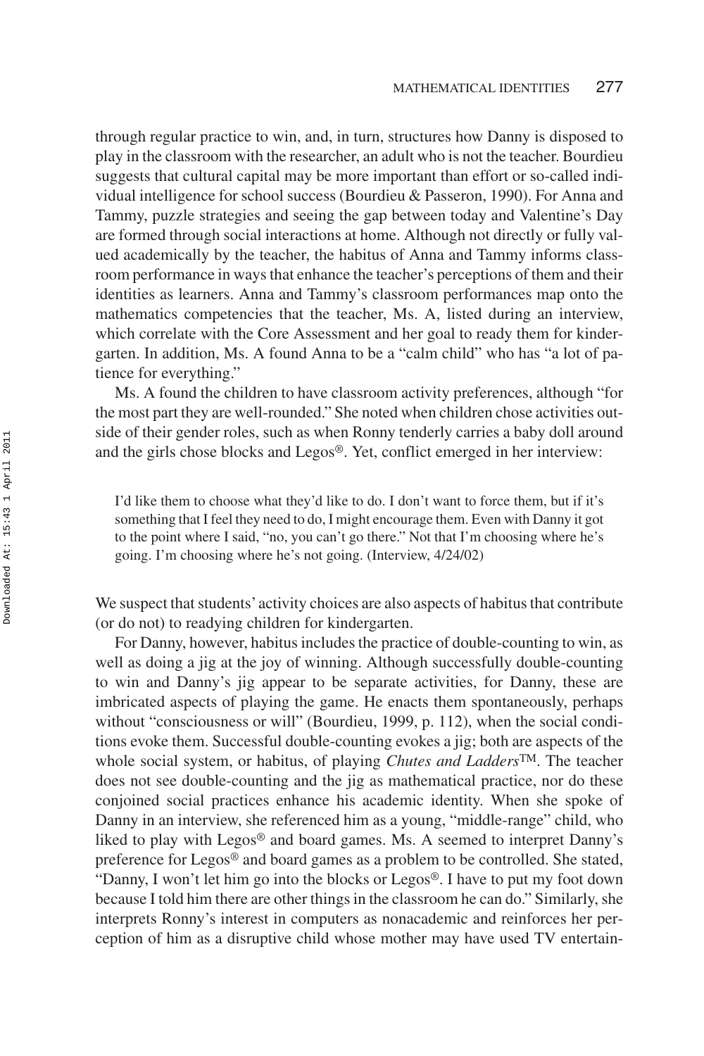through regular practice to win, and, in turn, structures how Danny is disposed to play in the classroom with the researcher, an adult who is not the teacher. Bourdieu suggests that cultural capital may be more important than effort or so-called individual intelligence for school success (Bourdieu & Passeron, 1990). For Anna and Tammy, puzzle strategies and seeing the gap between today and Valentine's Day are formed through social interactions at home. Although not directly or fully valued academically by the teacher, the habitus of Anna and Tammy informs classroom performance in ways that enhance the teacher's perceptions of them and their identities as learners. Anna and Tammy's classroom performances map onto the mathematics competencies that the teacher, Ms. A, listed during an interview, which correlate with the Core Assessment and her goal to ready them for kindergarten. In addition, Ms. A found Anna to be a "calm child" who has "a lot of patience for everything."

Ms. A found the children to have classroom activity preferences, although "for the most part they are well-rounded." She noted when children chose activities outside of their gender roles, such as when Ronny tenderly carries a baby doll around and the girls chose blocks and Legos®. Yet, conflict emerged in her interview:

> I'd like them to choose what they'd like to do. I don't want to force them, but if it's something that I feel they need to do, I might encourage them. Even with Danny it got to the point where I said, "no, you can't go there." Not that I'm choosing where he's going. I'm choosing where he's not going. (Interview, 4/24/02)

We suspect that students' activity choices are also aspects of habitus that contribute (or do not) to readying children for kindergarten.

For Danny, however, habitus includes the practice of double-counting to win, as well as doing a jig at the joy of winning. Although successfully double-counting to win and Danny's jig appear to be separate activities, for Danny, these are imbricated aspects of playing the game. He enacts them spontaneously, perhaps without "consciousness or will" (Bourdieu, 1999, p. 112), when the social conditions evoke them. Successful double-counting evokes a jig; both are aspects of the whole social system, or habitus, of playing *Chutes and Ladders*™. The teacher does not see double-counting and the jig as mathematical practice, nor do these conjoined social practices enhance his academic identity. When she spoke of Danny in an interview, she referenced him as a young, "middle-range" child, who liked to play with Legos® and board games. Ms. A seemed to interpret Danny's preference for Legos® and board games as a problem to be controlled. She stated, "Danny, I won't let him go into the blocks or Legos®. I have to put my foot down because I told him there are other things in the classroom he can do." Similarly, she interprets Ronny's interest in computers as nonacademic and reinforces her perception of him as a disruptive child whose mother may have used TV entertain-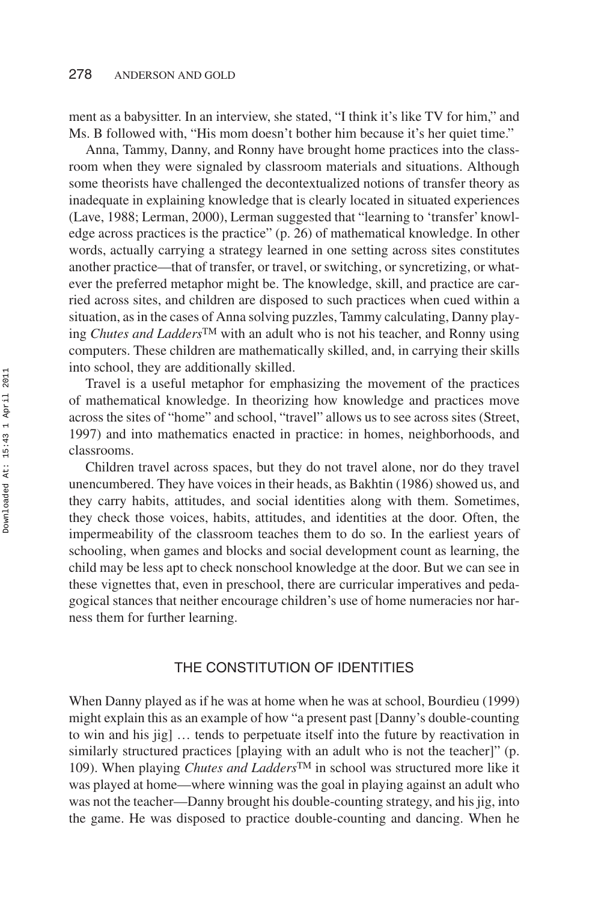ment as a babysitter. In an interview, she stated, "I think it's like TV for him," and Ms. B followed with, "His mom doesn't bother him because it's her quiet time."

Anna, Tammy, Danny, and Ronny have brought home practices into the classroom when they were signaled by classroom materials and situations. Although some theorists have challenged the decontextualized notions of transfer theory as inadequate in explaining knowledge that is clearly located in situated experiences (Lave, 1988; Lerman, 2000), Lerman suggested that "learning to 'transfer' knowledge across practices is the practice" (p. 26) of mathematical knowledge. In other words, actually carrying a strategy learned in one setting across sites constitutes another practice—that of transfer, or travel, or switching, or syncretizing, or whatever the preferred metaphor might be. The knowledge, skill, and practice are carried across sites, and children are disposed to such practices when cued within a situation, as in the cases of Anna solving puzzles, Tammy calculating, Danny playing *Chutes and Ladders*™ with an adult who is not his teacher, and Ronny using computers. These children are mathematically skilled, and, in carrying their skills into school, they are additionally skilled.

Travel is a useful metaphor for emphasizing the movement of the practices of mathematical knowledge. In theorizing how knowledge and practices move across the sites of "home" and school, "travel" allows us to see across sites (Street, 1997) and into mathematics enacted in practice: in homes, neighborhoods, and classrooms.

Children travel across spaces, but they do not travel alone, nor do they travel unencumbered. They have voices in their heads, as Bakhtin (1986) showed us, and they carry habits, attitudes, and social identities along with them. Sometimes, they check those voices, habits, attitudes, and identities at the door. Often, the impermeability of the classroom teaches them to do so. In the earliest years of schooling, when games and blocks and social development count as learning, the child may be less apt to check nonschool knowledge at the door. But we can see in these vignettes that, even in preschool, there are curricular imperatives and pedagogical stances that neither encourage children's use of home numeracies nor harness them for further learning.

## THE CONSTITUTION OF IDENTITIES

When Danny played as if he was at home when he was at school, Bourdieu (1999) might explain this as an example of how "a present past [Danny's double-counting to win and his jig] … tends to perpetuate itself into the future by reactivation in similarly structured practices [playing with an adult who is not the teacher]" (p. 109). When playing *Chutes and Ladders*™ in school was structured more like it was played at home—where winning was the goal in playing against an adult who was not the teacher—Danny brought his double-counting strategy, and his jig, into the game. He was disposed to practice double-counting and dancing. When he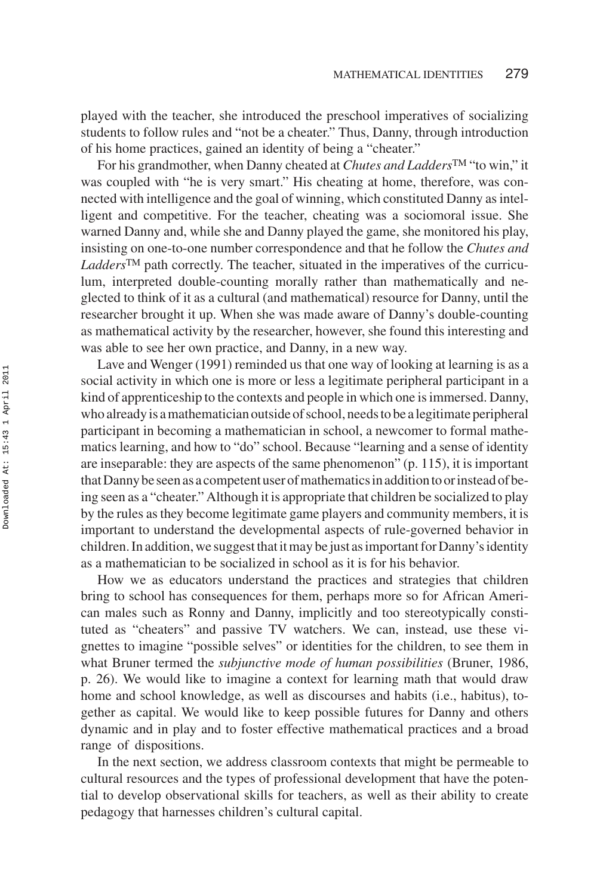played with the teacher, she introduced the preschool imperatives of socializing students to follow rules and "not be a cheater." Thus, Danny, through introduction of his home practices, gained an identity of being a "cheater."

For his grandmother, when Danny cheated at *Chutes and Ladders*™ "to win," it was coupled with "he is very smart." His cheating at home, therefore, was connected with intelligence and the goal of winning, which constituted Danny as intelligent and competitive. For the teacher, cheating was a sociomoral issue. She warned Danny and, while she and Danny played the game, she monitored his play, insisting on one-to-one number correspondence and that he follow the *Chutes and Ladders*™ path correctly. The teacher, situated in the imperatives of the curriculum, interpreted double-counting morally rather than mathematically and neglected to think of it as a cultural (and mathematical) resource for Danny, until the researcher brought it up. When she was made aware of Danny's double-counting as mathematical activity by the researcher, however, she found this interesting and was able to see her own practice, and Danny, in a new way.

Lave and Wenger (1991) reminded us that one way of looking at learning is as a social activity in which one is more or less a legitimate peripheral participant in a kind of apprenticeship to the contexts and people in which one is immersed. Danny, who already is a mathematician outside of school, needs to be a legitimate peripheral participant in becoming a mathematician in school, a newcomer to formal mathematics learning, and how to "do" school. Because "learning and a sense of identity are inseparable: they are aspects of the same phenomenon" (p. 115), it is important that Danny be seen as a competent user of mathematics in addition to or instead of being seen as a "cheater." Although it is appropriate that children be socialized to play by the rules as they become legitimate game players and community members, it is important to understand the developmental aspects of rule-governed behavior in children. In addition, we suggest that it may be just as important for Danny's identity as a mathematician to be socialized in school as it is for his behavior.

How we as educators understand the practices and strategies that children bring to school has consequences for them, perhaps more so for African American males such as Ronny and Danny, implicitly and too stereotypically constituted as "cheaters" and passive TV watchers. We can, instead, use these vignettes to imagine "possible selves" or identities for the children, to see them in what Bruner termed the *subjunctive mode of human possibilities* (Bruner, 1986, p. 26). We would like to imagine a context for learning math that would draw home and school knowledge, as well as discourses and habits (i.e., habitus), together as capital. We would like to keep possible futures for Danny and others dynamic and in play and to foster effective mathematical practices and a broad range of dispositions.

In the next section, we address classroom contexts that might be permeable to cultural resources and the types of professional development that have the potential to develop observational skills for teachers, as well as their ability to create pedagogy that harnesses children's cultural capital.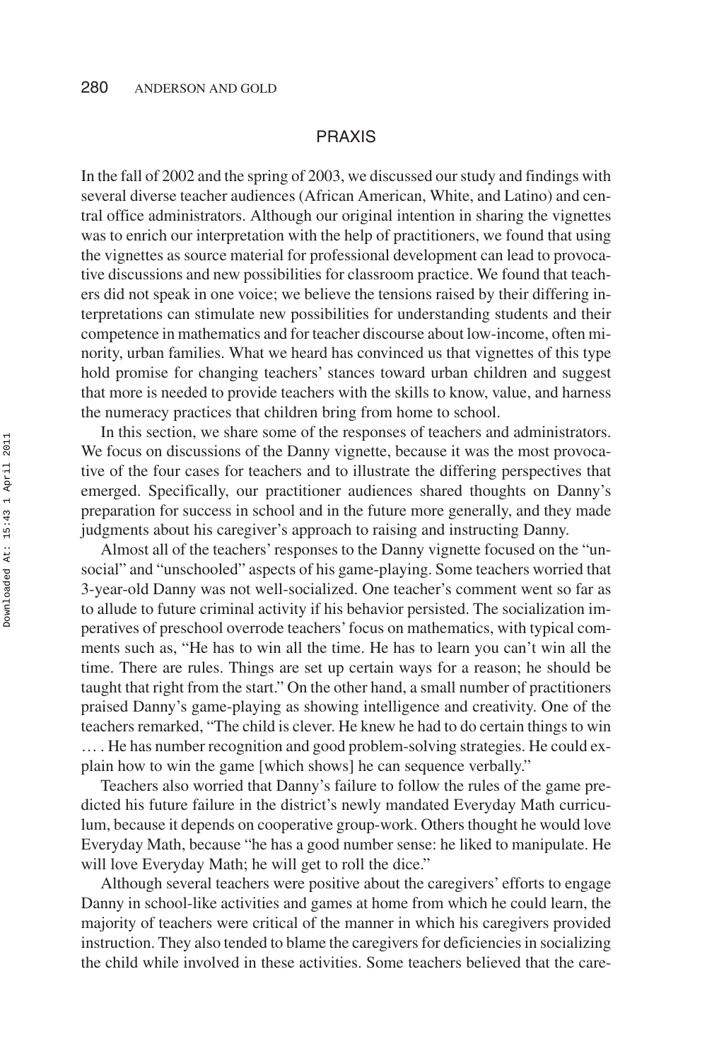## PRAXIS

In the fall of 2002 and the spring of 2003, we discussed our study and findings with several diverse teacher audiences (African American, White, and Latino) and central office administrators. Although our original intention in sharing the vignettes was to enrich our interpretation with the help of practitioners, we found that using the vignettes as source material for professional development can lead to provocative discussions and new possibilities for classroom practice. We found that teachers did not speak in one voice; we believe the tensions raised by their differing interpretations can stimulate new possibilities for understanding students and their competence in mathematics and for teacher discourse about low-income, often minority, urban families. What we heard has convinced us that vignettes of this type hold promise for changing teachers' stances toward urban children and suggest that more is needed to provide teachers with the skills to know, value, and harness the numeracy practices that children bring from home to school.

In this section, we share some of the responses of teachers and administrators. We focus on discussions of the Danny vignette, because it was the most provocative of the four cases for teachers and to illustrate the differing perspectives that emerged. Specifically, our practitioner audiences shared thoughts on Danny's preparation for success in school and in the future more generally, and they made judgments about his caregiver's approach to raising and instructing Danny.

Almost all of the teachers' responses to the Danny vignette focused on the "unsocial" and "unschooled" aspects of his game-playing. Some teachers worried that 3-year-old Danny was not well-socialized. One teacher's comment went so far as to allude to future criminal activity if his behavior persisted. The socialization imperatives of preschool overrode teachers' focus on mathematics, with typical comments such as, "He has to win all the time. He has to learn you can't win all the time. There are rules. Things are set up certain ways for a reason; he should be taught that right from the start." On the other hand, a small number of practitioners praised Danny's game-playing as showing intelligence and creativity. One of the teachers remarked, "The child is clever. He knew he had to do certain things to win … . He has number recognition and good problem-solving strategies. He could explain how to win the game [which shows] he can sequence verbally."

Teachers also worried that Danny's failure to follow the rules of the game predicted his future failure in the district's newly mandated Everyday Math curriculum, because it depends on cooperative group-work. Others thought he would love Everyday Math, because "he has a good number sense: he liked to manipulate. He will love Everyday Math; he will get to roll the dice."

Although several teachers were positive about the caregivers' efforts to engage Danny in school-like activities and games at home from which he could learn, the majority of teachers were critical of the manner in which his caregivers provided instruction. They also tended to blame the caregivers for deficiencies in socializing the child while involved in these activities. Some teachers believed that the care-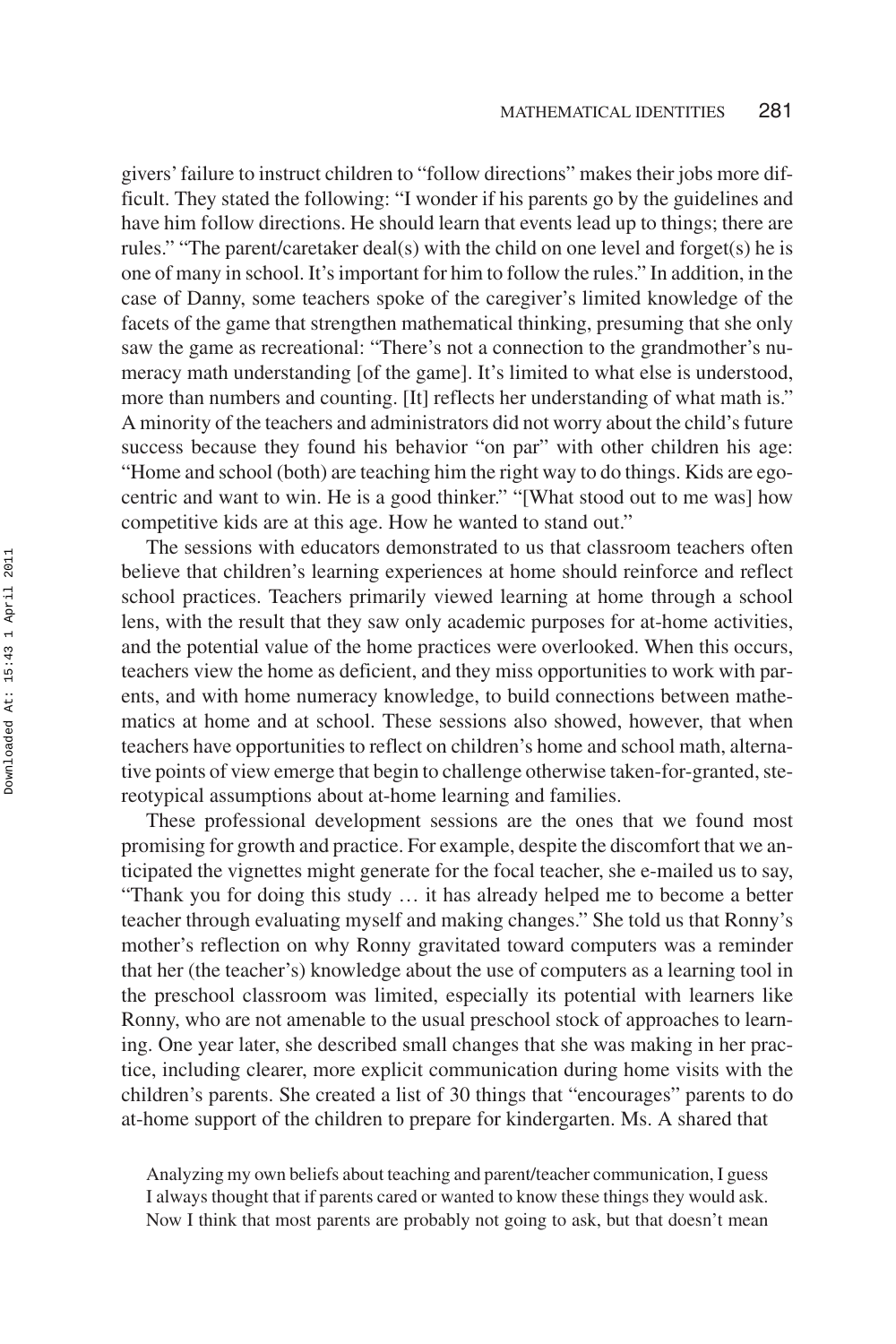givers' failure to instruct children to "follow directions" makes their jobs more difficult. They stated the following: "I wonder if his parents go by the guidelines and have him follow directions. He should learn that events lead up to things; there are rules." "The parent/caretaker deal(s) with the child on one level and forget(s) he is one of many in school. It's important for him to follow the rules." In addition, in the case of Danny, some teachers spoke of the caregiver's limited knowledge of the facets of the game that strengthen mathematical thinking, presuming that she only saw the game as recreational: "There's not a connection to the grandmother's numeracy math understanding [of the game]. It's limited to what else is understood, more than numbers and counting. [It] reflects her understanding of what math is." A minority of the teachers and administrators did not worry about the child's future success because they found his behavior "on par" with other children his age: "Home and school (both) are teaching him the right way to do things. Kids are egocentric and want to win. He is a good thinker." "[What stood out to me was] how competitive kids are at this age. How he wanted to stand out."

The sessions with educators demonstrated to us that classroom teachers often believe that children's learning experiences at home should reinforce and reflect school practices. Teachers primarily viewed learning at home through a school lens, with the result that they saw only academic purposes for at-home activities, and the potential value of the home practices were overlooked. When this occurs, teachers view the home as deficient, and they miss opportunities to work with parents, and with home numeracy knowledge, to build connections between mathematics at home and at school. These sessions also showed, however, that when teachers have opportunities to reflect on children's home and school math, alternative points of view emerge that begin to challenge otherwise taken-for-granted, stereotypical assumptions about at-home learning and families.

These professional development sessions are the ones that we found most promising for growth and practice. For example, despite the discomfort that we anticipated the vignettes might generate for the focal teacher, she e-mailed us to say, "Thank you for doing this study … it has already helped me to become a better teacher through evaluating myself and making changes." She told us that Ronny's mother's reflection on why Ronny gravitated toward computers was a reminder that her (the teacher's) knowledge about the use of computers as a learning tool in the preschool classroom was limited, especially its potential with learners like Ronny, who are not amenable to the usual preschool stock of approaches to learning. One year later, she described small changes that she was making in her practice, including clearer, more explicit communication during home visits with the children's parents. She created a list of 30 things that "encourages" parents to do at-home support of the children to prepare for kindergarten. Ms. A shared that

> Analyzing my own beliefs about teaching and parent/teacher communication, I guess I always thought that if parents cared or wanted to know these things they would ask. Now I think that most parents are probably not going to ask, but that doesn't mean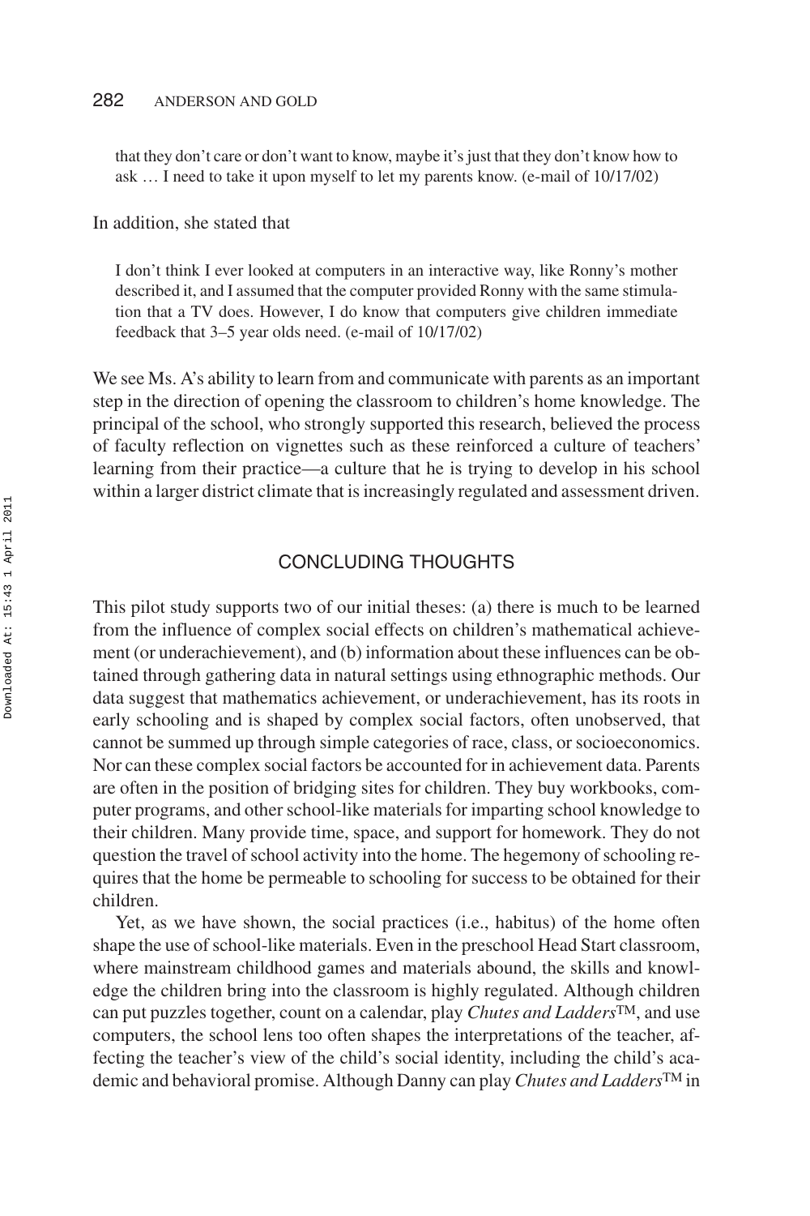> that they don't care or don't want to know, maybe it's just that they don't know how to ask … I need to take it upon myself to let my parents know. (e-mail of 10/17/02)

In addition, she stated that

> I don't think I ever looked at computers in an interactive way, like Ronny's mother described it, and I assumed that the computer provided Ronny with the same stimulation that a TV does. However, I do know that computers give children immediate feedback that 3–5 year olds need. (e-mail of 10/17/02)

We see Ms. A's ability to learn from and communicate with parents as an important step in the direction of opening the classroom to children's home knowledge. The principal of the school, who strongly supported this research, believed the process of faculty reflection on vignettes such as these reinforced a culture of teachers' learning from their practice—a culture that he is trying to develop in his school within a larger district climate that is increasingly regulated and assessment driven.

## CONCLUDING THOUGHTS

This pilot study supports two of our initial theses: (a) there is much to be learned from the influence of complex social effects on children's mathematical achievement (or underachievement), and (b) information about these influences can be obtained through gathering data in natural settings using ethnographic methods. Our data suggest that mathematics achievement, or underachievement, has its roots in early schooling and is shaped by complex social factors, often unobserved, that cannot be summed up through simple categories of race, class, or socioeconomics. Nor can these complex social factors be accounted for in achievement data. Parents are often in the position of bridging sites for children. They buy workbooks, computer programs, and other school-like materials for imparting school knowledge to their children. Many provide time, space, and support for homework. They do not question the travel of school activity into the home. The hegemony of schooling requires that the home be permeable to schooling for success to be obtained for their children.

Yet, as we have shown, the social practices (i.e., habitus) of the home often shape the use of school-like materials. Even in the preschool Head Start classroom, where mainstream childhood games and materials abound, the skills and knowledge the children bring into the classroom is highly regulated. Although children can put puzzles together, count on a calendar, play *Chutes and Ladders*™, and use computers, the school lens too often shapes the interpretations of the teacher, affecting the teacher's view of the child's social identity, including the child's academic and behavioral promise. Although Danny can play *Chutes and Ladders*™ in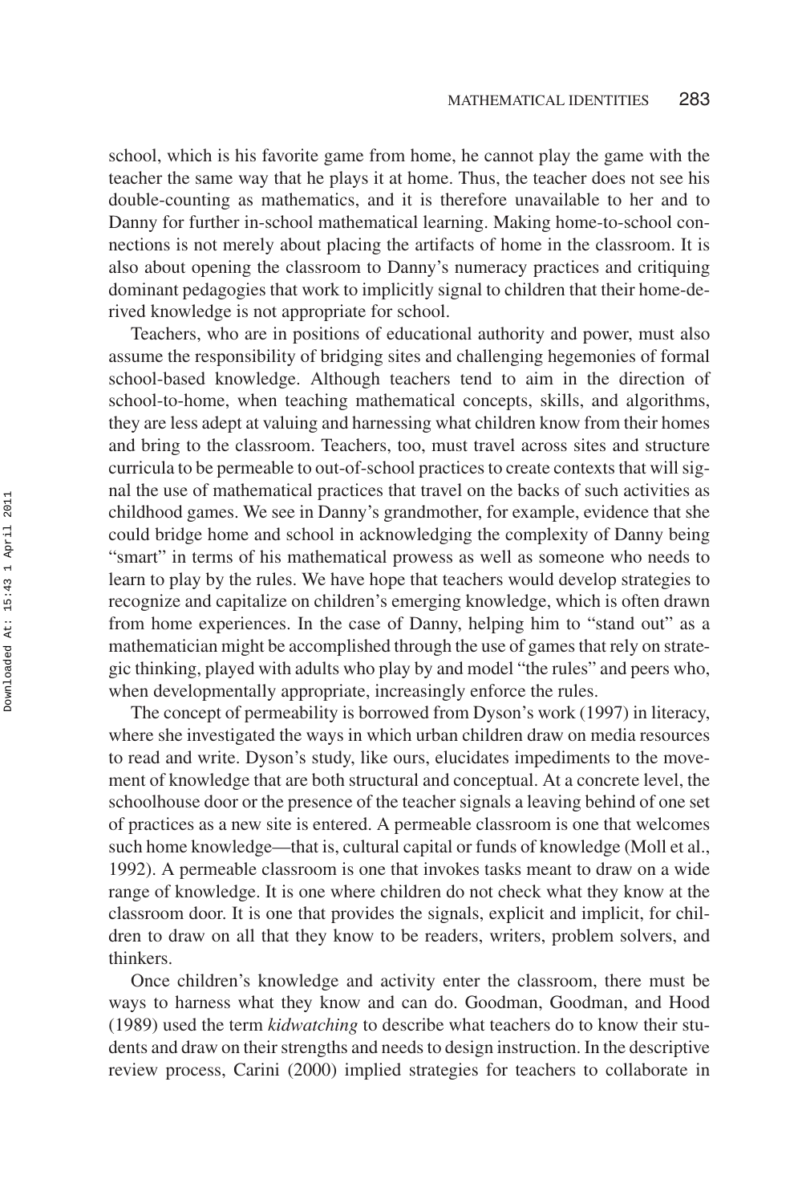school, which is his favorite game from home, he cannot play the game with the teacher the same way that he plays it at home. Thus, the teacher does not see his double-counting as mathematics, and it is therefore unavailable to her and to Danny for further in-school mathematical learning. Making home-to-school connections is not merely about placing the artifacts of home in the classroom. It is also about opening the classroom to Danny's numeracy practices and critiquing dominant pedagogies that work to implicitly signal to children that their home-derived knowledge is not appropriate for school.

Teachers, who are in positions of educational authority and power, must also assume the responsibility of bridging sites and challenging hegemonies of formal school-based knowledge. Although teachers tend to aim in the direction of school-to-home, when teaching mathematical concepts, skills, and algorithms, they are less adept at valuing and harnessing what children know from their homes and bring to the classroom. Teachers, too, must travel across sites and structure curricula to be permeable to out-of-school practices to create contexts that will signal the use of mathematical practices that travel on the backs of such activities as childhood games. We see in Danny's grandmother, for example, evidence that she could bridge home and school in acknowledging the complexity of Danny being "smart" in terms of his mathematical prowess as well as someone who needs to learn to play by the rules. We have hope that teachers would develop strategies to recognize and capitalize on children's emerging knowledge, which is often drawn from home experiences. In the case of Danny, helping him to "stand out" as a mathematician might be accomplished through the use of games that rely on strategic thinking, played with adults who play by and model "the rules" and peers who, when developmentally appropriate, increasingly enforce the rules.

The concept of permeability is borrowed from Dyson's work (1997) in literacy, where she investigated the ways in which urban children draw on media resources to read and write. Dyson's study, like ours, elucidates impediments to the movement of knowledge that are both structural and conceptual. At a concrete level, the schoolhouse door or the presence of the teacher signals a leaving behind of one set of practices as a new site is entered. A permeable classroom is one that welcomes such home knowledge—that is, cultural capital or funds of knowledge (Moll et al., 1992). A permeable classroom is one that invokes tasks meant to draw on a wide range of knowledge. It is one where children do not check what they know at the classroom door. It is one that provides the signals, explicit and implicit, for children to draw on all that they know to be readers, writers, problem solvers, and thinkers.

Once children's knowledge and activity enter the classroom, there must be ways to harness what they know and can do. Goodman, Goodman, and Hood (1989) used the term *kidwatching* to describe what teachers do to know their students and draw on their strengths and needs to design instruction. In the descriptive review process, Carini (2000) implied strategies for teachers to collaborate in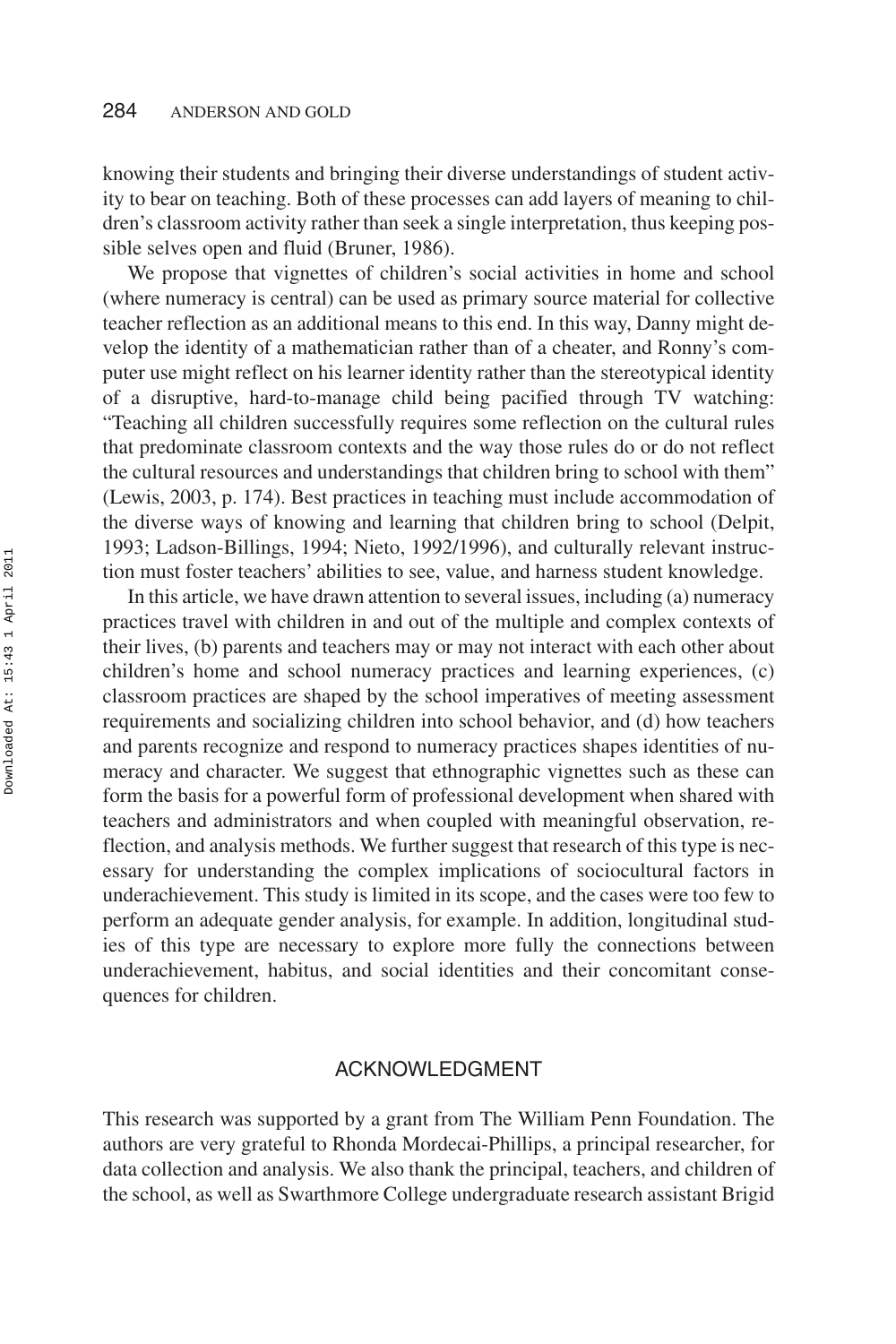knowing their students and bringing their diverse understandings of student activity to bear on teaching. Both of these processes can add layers of meaning to children's classroom activity rather than seek a single interpretation, thus keeping possible selves open and fluid (Bruner, 1986).

We propose that vignettes of children's social activities in home and school (where numeracy is central) can be used as primary source material for collective teacher reflection as an additional means to this end. In this way, Danny might develop the identity of a mathematician rather than of a cheater, and Ronny's computer use might reflect on his learner identity rather than the stereotypical identity of a disruptive, hard-to-manage child being pacified through TV watching: "Teaching all children successfully requires some reflection on the cultural rules that predominate classroom contexts and the way those rules do or do not reflect the cultural resources and understandings that children bring to school with them" (Lewis, 2003, p. 174). Best practices in teaching must include accommodation of the diverse ways of knowing and learning that children bring to school (Delpit, 1993; Ladson-Billings, 1994; Nieto, 1992/1996), and culturally relevant instruction must foster teachers' abilities to see, value, and harness student knowledge.

In this article, we have drawn attention to several issues, including (a) numeracy practices travel with children in and out of the multiple and complex contexts of their lives, (b) parents and teachers may or may not interact with each other about children's home and school numeracy practices and learning experiences, (c) classroom practices are shaped by the school imperatives of meeting assessment requirements and socializing children into school behavior, and (d) how teachers and parents recognize and respond to numeracy practices shapes identities of numeracy and character. We suggest that ethnographic vignettes such as these can form the basis for a powerful form of professional development when shared with teachers and administrators and when coupled with meaningful observation, reflection, and analysis methods. We further suggest that research of this type is necessary for understanding the complex implications of sociocultural factors in underachievement. This study is limited in its scope, and the cases were too few to perform an adequate gender analysis, for example. In addition, longitudinal studies of this type are necessary to explore more fully the connections between underachievement, habitus, and social identities and their concomitant consequences for children.

## ACKNOWLEDGMENT

This research was supported by a grant from The William Penn Foundation. The authors are very grateful to Rhonda Mordecai-Phillips, a principal researcher, for data collection and analysis. We also thank the principal, teachers, and children of the school, as well as Swarthmore College undergraduate research assistant Brigid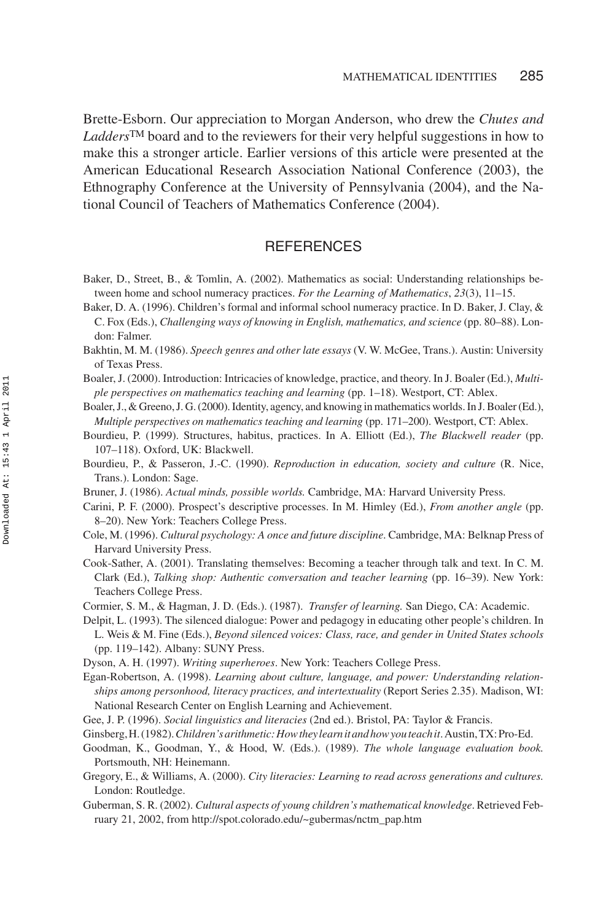Brette-Esborn. Our appreciation to Morgan Anderson, who drew the *Chutes and Ladders*™ board and to the reviewers for their very helpful suggestions in how to make this a stronger article. Earlier versions of this article were presented at the American Educational Research Association National Conference (2003), the Ethnography Conference at the University of Pennsylvania (2004), and the National Council of Teachers of Mathematics Conference (2004).

## REFERENCES

Baker, D., Street, B., & Tomlin, A. (2002). Mathematics as social: Understanding relationships between home and school numeracy practices. *For the Learning of Mathematics*, *23*(3), 11–15.

Baker, D. A. (1996). Children's formal and informal school numeracy practice. In D. Baker, J. Clay, & C. Fox (Eds.), *Challenging ways of knowing in English, mathematics, and science* (pp. 80–88). London: Falmer.

Bakhtin, M. M. (1986). *Speech genres and other late essays* (V. W. McGee, Trans.). Austin: University of Texas Press.

Boaler, J. (2000). Introduction: Intricacies of knowledge, practice, and theory. In J. Boaler (Ed.), *Multiple perspectives on mathematics teaching and learning* (pp. 1–18). Westport, CT: Ablex.

Boaler, J., & Greeno, J. G. (2000). Identity, agency, and knowing in mathematics worlds. In J. Boaler (Ed.), *Multiple perspectives on mathematics teaching and learning* (pp. 171–200). Westport, CT: Ablex.

Bourdieu, P. (1999). Structures, habitus, practices. In A. Elliott (Ed.), *The Blackwell reader* (pp. 107–118). Oxford, UK: Blackwell.

Bourdieu, P., & Passeron, J.-C. (1990). *Reproduction in education, society and culture* (R. Nice, Trans.). London: Sage.

Bruner, J. (1986). *Actual minds, possible worlds.* Cambridge, MA: Harvard University Press.

Carini, P. F. (2000). Prospect's descriptive processes. In M. Himley (Ed.), *From another angle* (pp. 8–20). New York: Teachers College Press.

Cole, M. (1996). *Cultural psychology: A once and future discipline*. Cambridge, MA: Belknap Press of Harvard University Press.

Cook-Sather, A. (2001). Translating themselves: Becoming a teacher through talk and text. In C. M. Clark (Ed.), *Talking shop: Authentic conversation and teacher learning* (pp. 16–39). New York: Teachers College Press.

Cormier, S. M., & Hagman, J. D. (Eds.). (1987). *Transfer of learning.* San Diego, CA: Academic.

Delpit, L. (1993). The silenced dialogue: Power and pedagogy in educating other people's children. In L. Weis & M. Fine (Eds.), *Beyond silenced voices: Class, race, and gender in United States schools* (pp. 119–142). Albany: SUNY Press.

Dyson, A. H. (1997). *Writing superheroes*. New York: Teachers College Press.

Egan-Robertson, A. (1998). *Learning about culture, language, and power: Understanding relationships among personhood, literacy practices, and intertextuality* (Report Series 2.35). Madison, WI: National Research Center on English Learning and Achievement.

Gee, J. P. (1996). *Social linguistics and literacies* (2nd ed.). Bristol, PA: Taylor & Francis.

Ginsberg, H. (1982). *Children's arithmetic: How they learn it and how you teach it*. Austin, TX: Pro-Ed.

Goodman, K., Goodman, Y., & Hood, W. (Eds.). (1989). *The whole language evaluation book.* Portsmouth, NH: Heinemann.

Gregory, E., & Williams, A. (2000). *City literacies: Learning to read across generations and cultures.* London: Routledge.

Guberman, S. R. (2002). *Cultural aspects of young children's mathematical knowledge*. Retrieved February 21, 2002, from http://spot.colorado.edu/~gubermas/nctm_pap.htm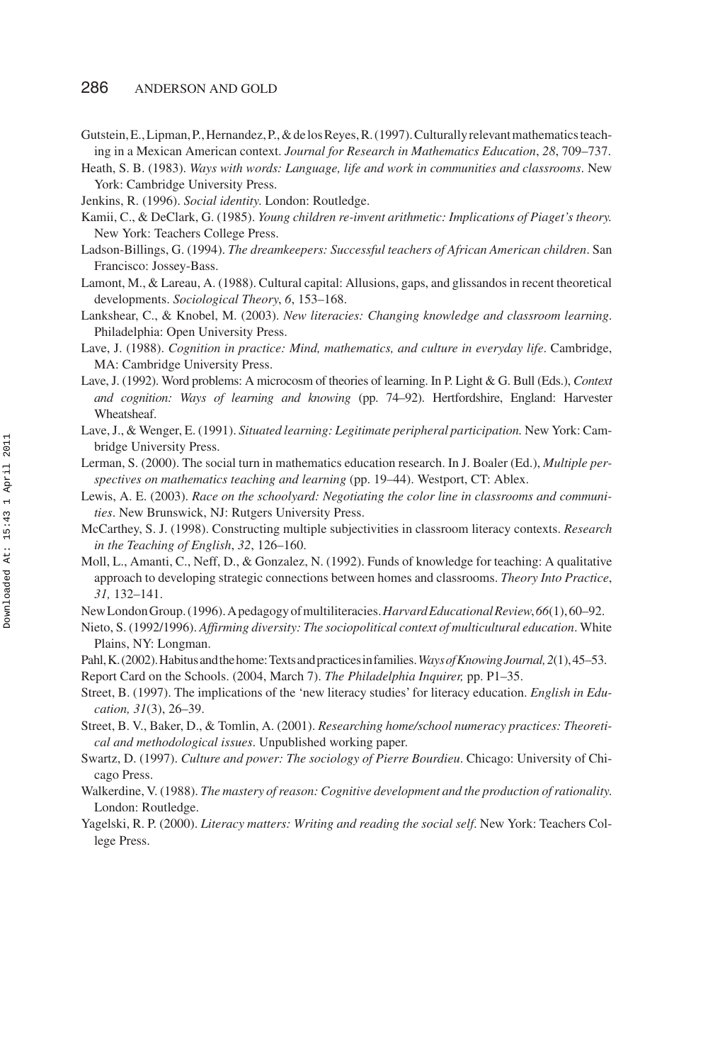Gutstein, E., Lipman, P., Hernandez, P., & de los Reyes, R. (1997). Culturally relevant mathematics teaching in a Mexican American context. *Journal for Research in Mathematics Education*, *28*, 709–737.

Heath, S. B. (1983). *Ways with words: Language, life and work in communities and classrooms*. New York: Cambridge University Press.

Jenkins, R. (1996). *Social identity*. London: Routledge.

Kamii, C., & DeClark, G. (1985). *Young children re-invent arithmetic: Implications of Piaget's theory*. New York: Teachers College Press.

Ladson-Billings, G. (1994). *The dreamkeepers: Successful teachers of African American children*. San Francisco: Jossey-Bass.

Lamont, M., & Lareau, A. (1988). Cultural capital: Allusions, gaps, and glissandos in recent theoretical developments. *Sociological Theory*, *6*, 153–168.

Lankshear, C., & Knobel, M. (2003). *New literacies: Changing knowledge and classroom learning*. Philadelphia: Open University Press.

Lave, J. (1988). *Cognition in practice: Mind, mathematics, and culture in everyday life*. Cambridge, MA: Cambridge University Press.

Lave, J. (1992). Word problems: A microcosm of theories of learning. In P. Light & G. Bull (Eds.), *Context and cognition: Ways of learning and knowing* (pp. 74–92). Hertfordshire, England: Harvester Wheatsheaf.

Lave, J., & Wenger, E. (1991). *Situated learning: Legitimate peripheral participation*. New York: Cambridge University Press.

Lerman, S. (2000). The social turn in mathematics education research. In J. Boaler (Ed.), *Multiple perspectives on mathematics teaching and learning* (pp. 19–44). Westport, CT: Ablex.

Lewis, A. E. (2003). *Race on the schoolyard: Negotiating the color line in classrooms and communities*. New Brunswick, NJ: Rutgers University Press.

McCarthey, S. J. (1998). Constructing multiple subjectivities in classroom literacy contexts. *Research in the Teaching of English*, *32*, 126–160.

Moll, L., Amanti, C., Neff, D., & Gonzalez, N. (1992). Funds of knowledge for teaching: A qualitative approach to developing strategic connections between homes and classrooms. *Theory Into Practice*, *31,* 132–141.

New London Group. (1996). A pedagogy of multiliteracies. *Harvard Educational Review*, *66*(1), 60–92.

Nieto, S. (1992/1996). *Affirming diversity: The sociopolitical context of multicultural education*. White Plains, NY: Longman.

Pahl, K. (2002). Habitus and the home: Texts and practices in families. *Ways of Knowing Journal, 2*(1), 45–53.

Report Card on the Schools. (2004, March 7). *The Philadelphia Inquirer,* pp. P1–35.

Street, B. (1997). The implications of the 'new literacy studies' for literacy education. *English in Education, 31*(3), 26–39.

Street, B. V., Baker, D., & Tomlin, A. (2001). *Researching home/school numeracy practices: Theoretical and methodological issues*. Unpublished working paper.

Swartz, D. (1997). *Culture and power: The sociology of Pierre Bourdieu*. Chicago: University of Chicago Press.

Walkerdine, V. (1988). *The mastery of reason: Cognitive development and the production of rationality*. London: Routledge.

Yagelski, R. P. (2000). *Literacy matters: Writing and reading the social self*. New York: Teachers College Press.